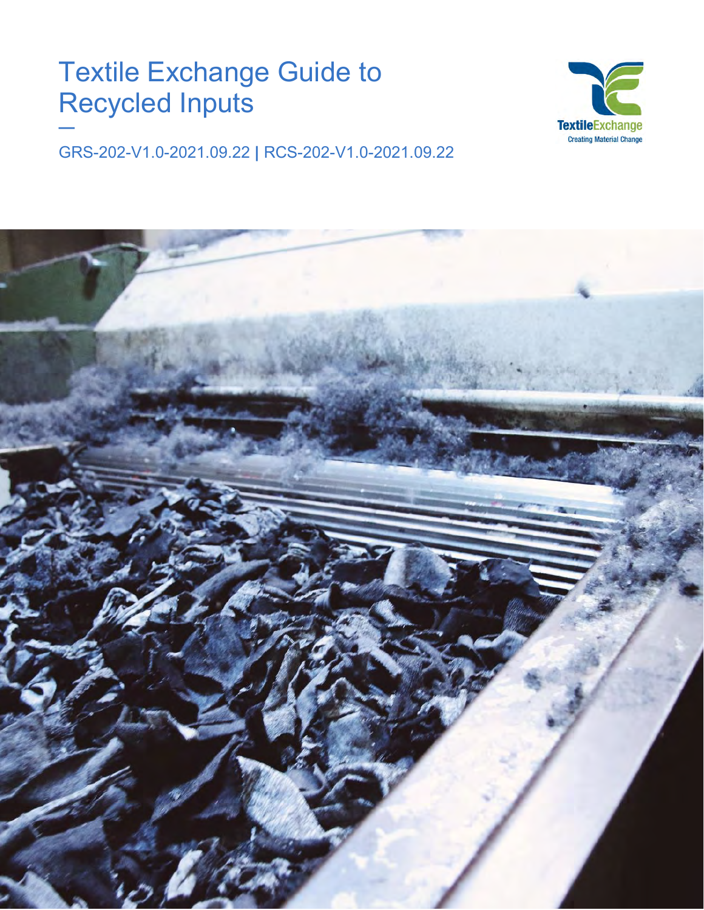# Textile Exchange Guide to Recycled Inputs

—

GRS-202-V1.0-2021.09.22 | RCS-202-V1.0-2021.09.22

TextileExchange
Creating Material Change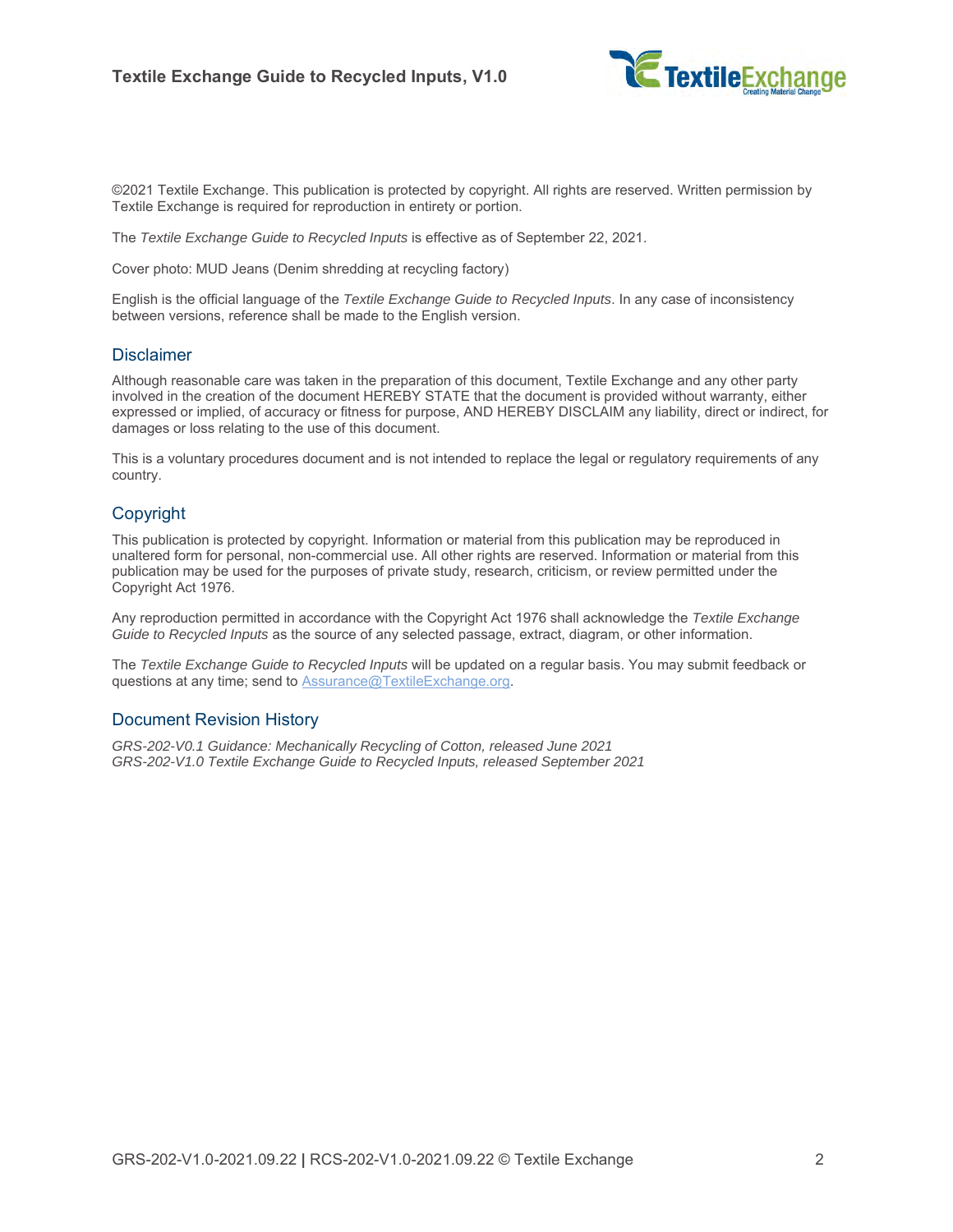©2021 Textile Exchange. This publication is protected by copyright. All rights are reserved. Written permission by Textile Exchange is required for reproduction in entirety or portion.

The *Textile Exchange Guide to Recycled Inputs* is effective as of September 22, 2021.

Cover photo: MUD Jeans (Denim shredding at recycling factory)

English is the official language of the *Textile Exchange Guide to Recycled Inputs*. In any case of inconsistency between versions, reference shall be made to the English version.

## Disclaimer

Although reasonable care was taken in the preparation of this document, Textile Exchange and any other party involved in the creation of the document HEREBY STATE that the document is provided without warranty, either expressed or implied, of accuracy or fitness for purpose, AND HEREBY DISCLAIM any liability, direct or indirect, for damages or loss relating to the use of this document.

This is a voluntary procedures document and is not intended to replace the legal or regulatory requirements of any country.

## Copyright

This publication is protected by copyright. Information or material from this publication may be reproduced in unaltered form for personal, non-commercial use. All other rights are reserved. Information or material from this publication may be used for the purposes of private study, research, criticism, or review permitted under the Copyright Act 1976.

Any reproduction permitted in accordance with the Copyright Act 1976 shall acknowledge the *Textile Exchange Guide to Recycled Inputs* as the source of any selected passage, extract, diagram, or other information.

The *Textile Exchange Guide to Recycled Inputs* will be updated on a regular basis. You may submit feedback or questions at any time; send to Assurance@TextileExchange.org.

## Document Revision History

*GRS-202-V0.1 Guidance: Mechanically Recycling of Cotton, released June 2021*
*GRS-202-V1.0 Textile Exchange Guide to Recycled Inputs, released September 2021*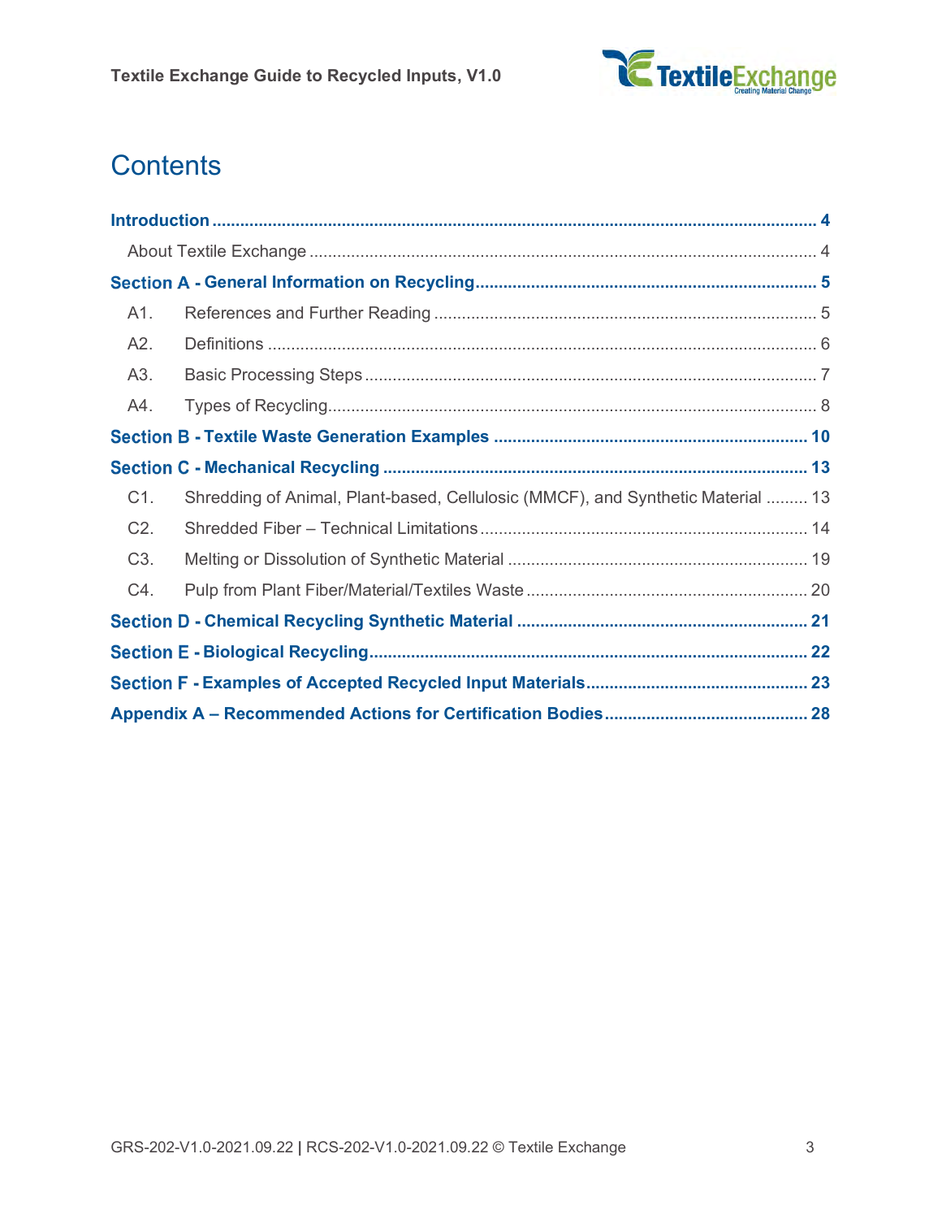# Contents

**Introduction** ..... 4

About Textile Exchange ..... 4

**Section A - General Information on Recycling** ..... 5

A1. References and Further Reading ..... 5

A2. Definitions ..... 6

A3. Basic Processing Steps ..... 7

A4. Types of Recycling ..... 8

**Section B - Textile Waste Generation Examples** ..... 10

**Section C - Mechanical Recycling** ..... 13

C1. Shredding of Animal, Plant-based, Cellulosic (MMCF), and Synthetic Material ..... 13

C2. Shredded Fiber – Technical Limitations ..... 14

C3. Melting or Dissolution of Synthetic Material ..... 19

C4. Pulp from Plant Fiber/Material/Textiles Waste ..... 20

**Section D - Chemical Recycling Synthetic Material** ..... 21

**Section E - Biological Recycling** ..... 22

**Section F - Examples of Accepted Recycled Input Materials** ..... 23

**Appendix A – Recommended Actions for Certification Bodies** ..... 28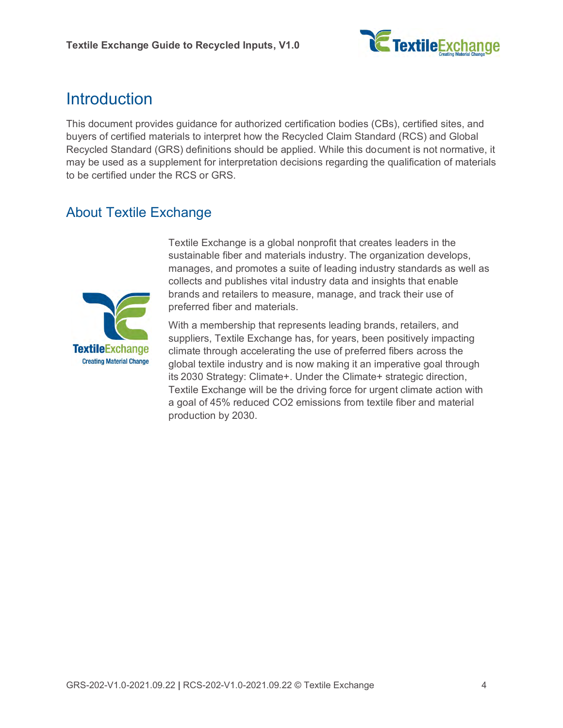## Introduction

This document provides guidance for authorized certification bodies (CBs), certified sites, and buyers of certified materials to interpret how the Recycled Claim Standard (RCS) and Global Recycled Standard (GRS) definitions should be applied. While this document is not normative, it may be used as a supplement for interpretation decisions regarding the qualification of materials to be certified under the RCS or GRS.

## About Textile Exchange

Textile Exchange is a global nonprofit that creates leaders in the sustainable fiber and materials industry. The organization develops, manages, and promotes a suite of leading industry standards as well as collects and publishes vital industry data and insights that enable brands and retailers to measure, manage, and track their use of preferred fiber and materials.

With a membership that represents leading brands, retailers, and suppliers, Textile Exchange has, for years, been positively impacting climate through accelerating the use of preferred fibers across the global textile industry and is now making it an imperative goal through its 2030 Strategy: Climate+. Under the Climate+ strategic direction, Textile Exchange will be the driving force for urgent climate action with a goal of 45% reduced $CO_2$ emissions from textile fiber and material production by 2030.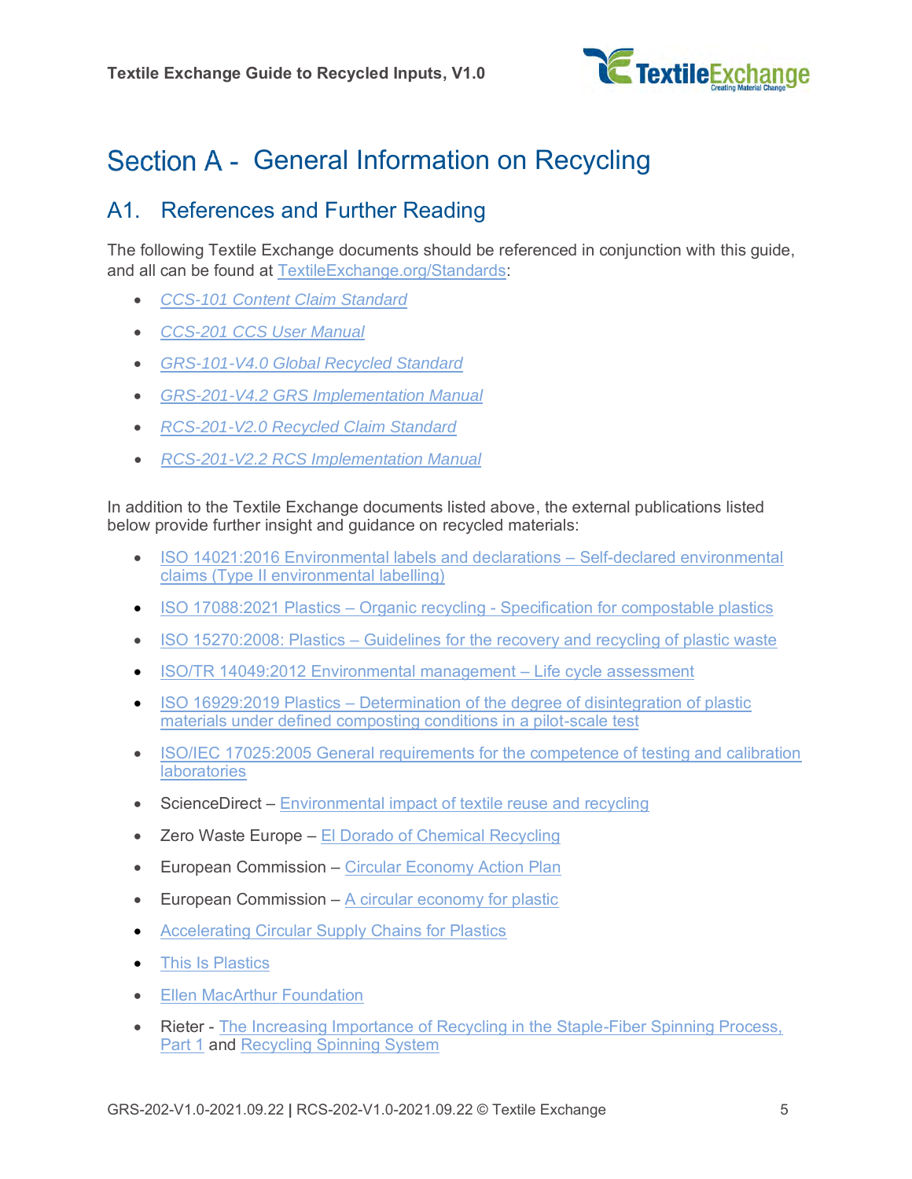# Section A - General Information on Recycling

## A1. References and Further Reading

The following Textile Exchange documents should be referenced in conjunction with this guide, and all can be found at TextileExchange.org/Standards:

- *CCS-101 Content Claim Standard*
- *CCS-201 CCS User Manual*
- *GRS-101-V4.0 Global Recycled Standard*
- *GRS-201-V4.2 GRS Implementation Manual*
- *RCS-201-V2.0 Recycled Claim Standard*
- *RCS-201-V2.2 RCS Implementation Manual*

In addition to the Textile Exchange documents listed above, the external publications listed below provide further insight and guidance on recycled materials:

- ISO 14021:2016 Environmental labels and declarations – Self-declared environmental claims (Type II environmental labelling)
- ISO 17088:2021 Plastics – Organic recycling - Specification for compostable plastics
- ISO 15270:2008: Plastics – Guidelines for the recovery and recycling of plastic waste
- ISO/TR 14049:2012 Environmental management – Life cycle assessment
- ISO 16929:2019 Plastics – Determination of the degree of disintegration of plastic materials under defined composting conditions in a pilot-scale test
- ISO/IEC 17025:2005 General requirements for the competence of testing and calibration laboratories
- ScienceDirect – Environmental impact of textile reuse and recycling
- Zero Waste Europe – El Dorado of Chemical Recycling
- European Commission – Circular Economy Action Plan
- European Commission – A circular economy for plastic
- Accelerating Circular Supply Chains for Plastics
- This Is Plastics
- Ellen MacArthur Foundation
- Rieter - The Increasing Importance of Recycling in the Staple-Fiber Spinning Process, Part 1 and Recycling Spinning System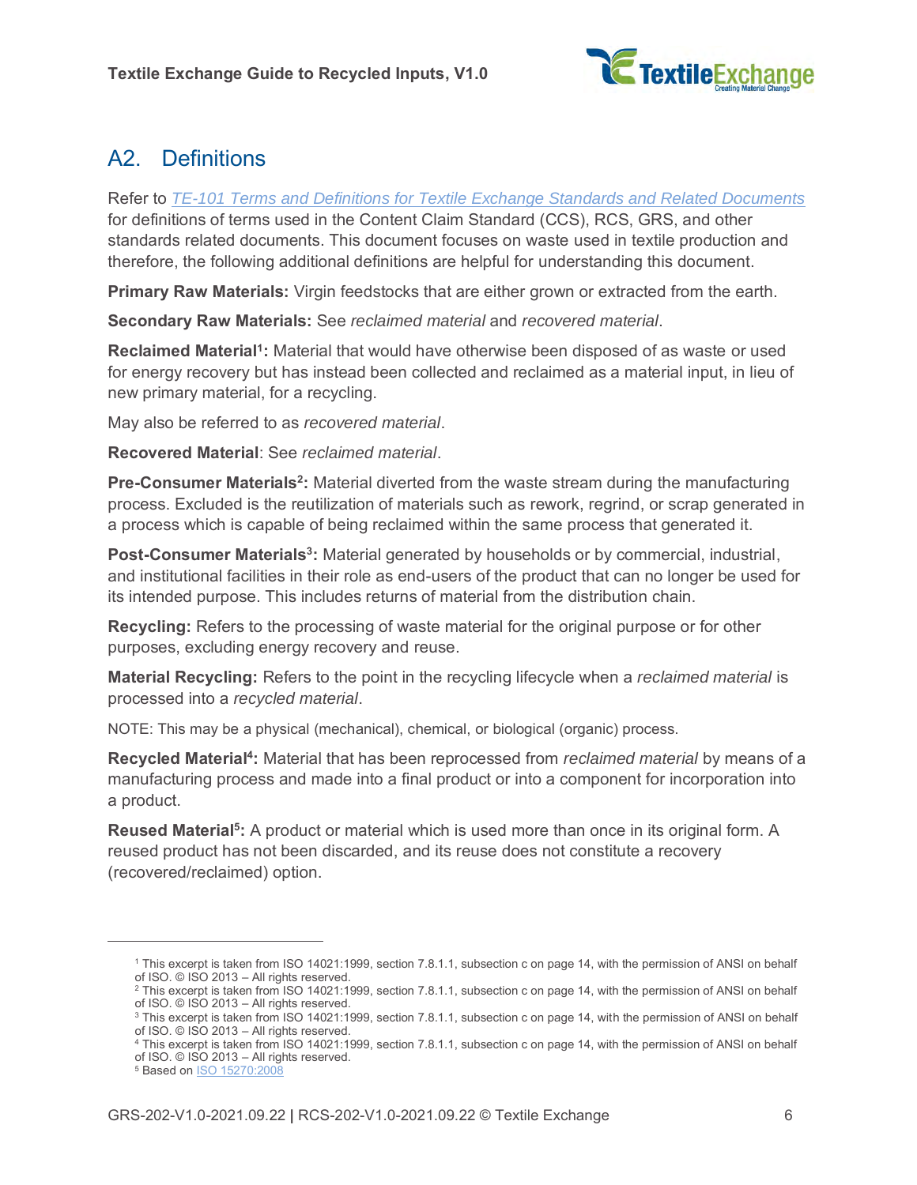## A2. Definitions

Refer to *[TE-101 Terms and Definitions for Textile Exchange Standards and Related Documents](#)* for definitions of terms used in the Content Claim Standard (CCS), RCS, GRS, and other standards related documents. This document focuses on waste used in textile production and therefore, the following additional definitions are helpful for understanding this document.

**Primary Raw Materials:** Virgin feedstocks that are either grown or extracted from the earth.

**Secondary Raw Materials:** See *reclaimed material* and *recovered material*.

**Reclaimed Material[1]:** Material that would have otherwise been disposed of as waste or used for energy recovery but has instead been collected and reclaimed as a material input, in lieu of new primary material, for a recycling.

May also be referred to as *recovered material*.

**Recovered Material**: See *reclaimed material*.

**Pre-Consumer Materials[2]:** Material diverted from the waste stream during the manufacturing process. Excluded is the reutilization of materials such as rework, regrind, or scrap generated in a process which is capable of being reclaimed within the same process that generated it.

**Post-Consumer Materials[3]:** Material generated by households or by commercial, industrial, and institutional facilities in their role as end-users of the product that can no longer be used for its intended purpose. This includes returns of material from the distribution chain.

**Recycling:** Refers to the processing of waste material for the original purpose or for other purposes, excluding energy recovery and reuse.

**Material Recycling:** Refers to the point in the recycling lifecycle when a *reclaimed material* is processed into a *recycled material*.

NOTE: This may be a physical (mechanical), chemical, or biological (organic) process.

**Recycled Material[4]:** Material that has been reprocessed from *reclaimed material* by means of a manufacturing process and made into a final product or into a component for incorporation into a product.

**Reused Material[5]:** A product or material which is used more than once in its original form. A reused product has not been discarded, and its reuse does not constitute a recovery (recovered/reclaimed) option.

---

[1] This excerpt is taken from ISO 14021:1999, section 7.8.1.1, subsection c on page 14, with the permission of ANSI on behalf of ISO. © ISO 2013 – All rights reserved.

[2] This excerpt is taken from ISO 14021:1999, section 7.8.1.1, subsection c on page 14, with the permission of ANSI on behalf of ISO. © ISO 2013 – All rights reserved.

[3] This excerpt is taken from ISO 14021:1999, section 7.8.1.1, subsection c on page 14, with the permission of ANSI on behalf of ISO. © ISO 2013 – All rights reserved.

[4] This excerpt is taken from ISO 14021:1999, section 7.8.1.1, subsection c on page 14, with the permission of ANSI on behalf of ISO. © ISO 2013 – All rights reserved.

[5] Based on [ISO 15270:2008](#)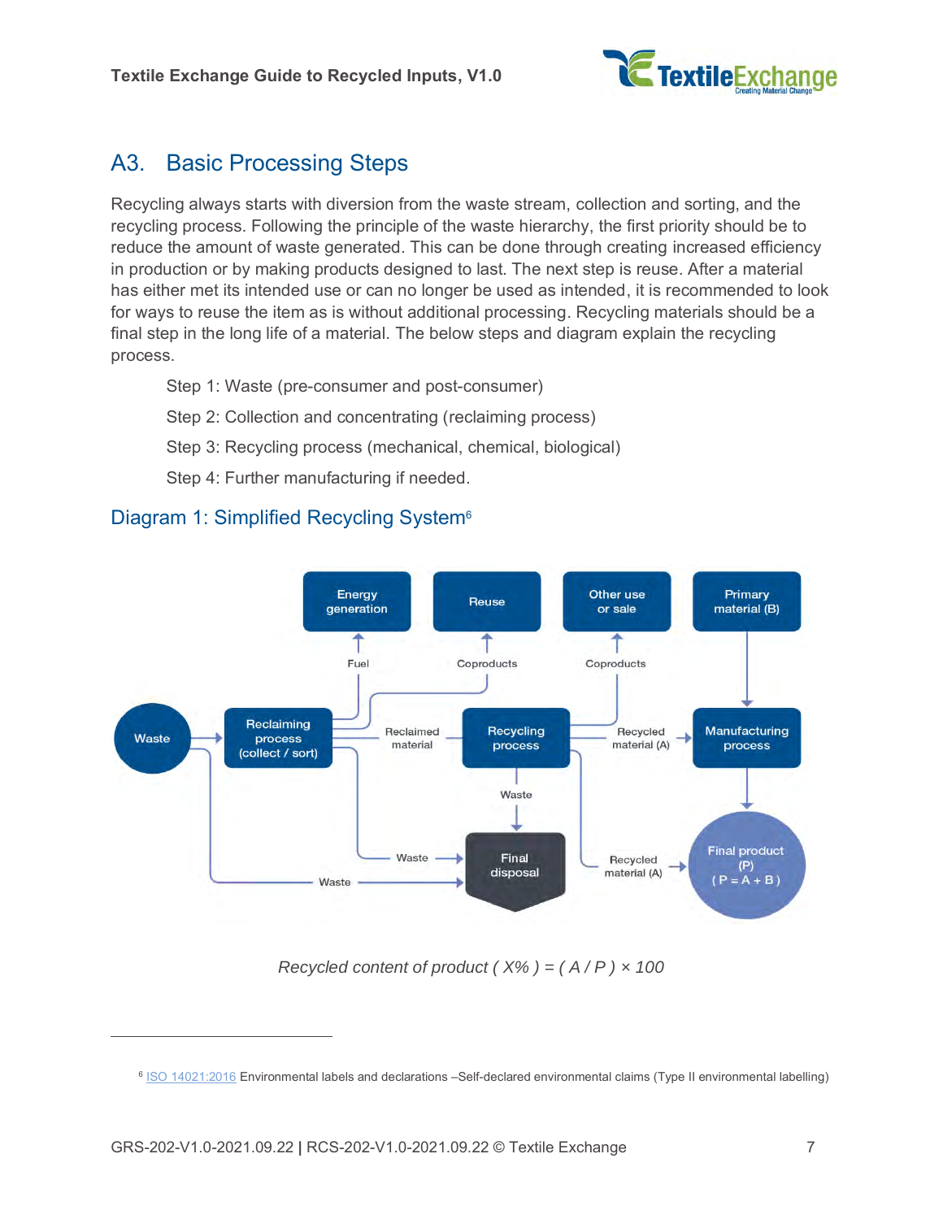## A3. Basic Processing Steps

Recycling always starts with diversion from the waste stream, collection and sorting, and the recycling process. Following the principle of the waste hierarchy, the first priority should be to reduce the amount of waste generated. This can be done through creating increased efficiency in production or by making products designed to last. The next step is reuse. After a material has either met its intended use or can no longer be used as intended, it is recommended to look for ways to reuse the item as is without additional processing. Recycling materials should be a final step in the long life of a material. The below steps and diagram explain the recycling process.

Step 1: Waste (pre-consumer and post-consumer)

Step 2: Collection and concentrating (reclaiming process)

Step 3: Recycling process (mechanical, chemical, biological)

Step 4: Further manufacturing if needed.

### Diagram 1: Simplified Recycling System[6]

Energy generation | Reuse | Other use or sale | Primary material (B)

Fuel | Coproducts | Coproducts

Waste → Reclaiming process (collect / sort) → Reclaimed material → Recycling process → Recycled material (A) → Manufacturing process → Final product (P) ( P = A + B )

Waste → Final disposal

*Recycled content of product ( X% ) = ( A / P ) × 100*

---

[6] ISO 14021:2016 Environmental labels and declarations –Self-declared environmental claims (Type II environmental labelling)

GRS-202-V1.0-2021.09.22 | RCS-202-V1.0-2021.09.22 © Textile Exchange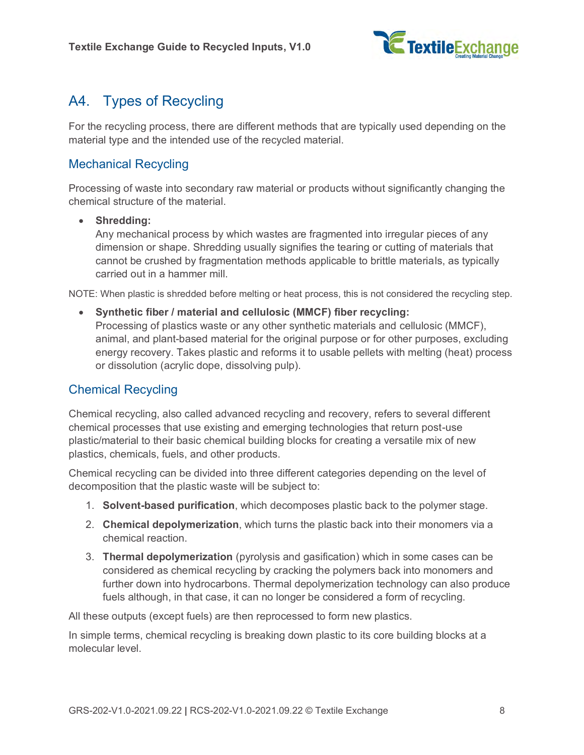## A4. Types of Recycling

For the recycling process, there are different methods that are typically used depending on the material type and the intended use of the recycled material.

### Mechanical Recycling

Processing of waste into secondary raw material or products without significantly changing the chemical structure of the material.

- **Shredding:**
  Any mechanical process by which wastes are fragmented into irregular pieces of any dimension or shape. Shredding usually signifies the tearing or cutting of materials that cannot be crushed by fragmentation methods applicable to brittle materials, as typically carried out in a hammer mill.

NOTE: When plastic is shredded before melting or heat process, this is not considered the recycling step.

- **Synthetic fiber / material and cellulosic (MMCF) fiber recycling:**
  Processing of plastics waste or any other synthetic materials and cellulosic (MMCF), animal, and plant-based material for the original purpose or for other purposes, excluding energy recovery. Takes plastic and reforms it to usable pellets with melting (heat) process or dissolution (acrylic dope, dissolving pulp).

### Chemical Recycling

Chemical recycling, also called advanced recycling and recovery, refers to several different chemical processes that use existing and emerging technologies that return post-use plastic/material to their basic chemical building blocks for creating a versatile mix of new plastics, chemicals, fuels, and other products.

Chemical recycling can be divided into three different categories depending on the level of decomposition that the plastic waste will be subject to:

1. **Solvent-based purification**, which decomposes plastic back to the polymer stage.
2. **Chemical depolymerization**, which turns the plastic back into their monomers via a chemical reaction.
3. **Thermal depolymerization** (pyrolysis and gasification) which in some cases can be considered as chemical recycling by cracking the polymers back into monomers and further down into hydrocarbons. Thermal depolymerization technology can also produce fuels although, in that case, it can no longer be considered a form of recycling.

All these outputs (except fuels) are then reprocessed to form new plastics.

In simple terms, chemical recycling is breaking down plastic to its core building blocks at a molecular level.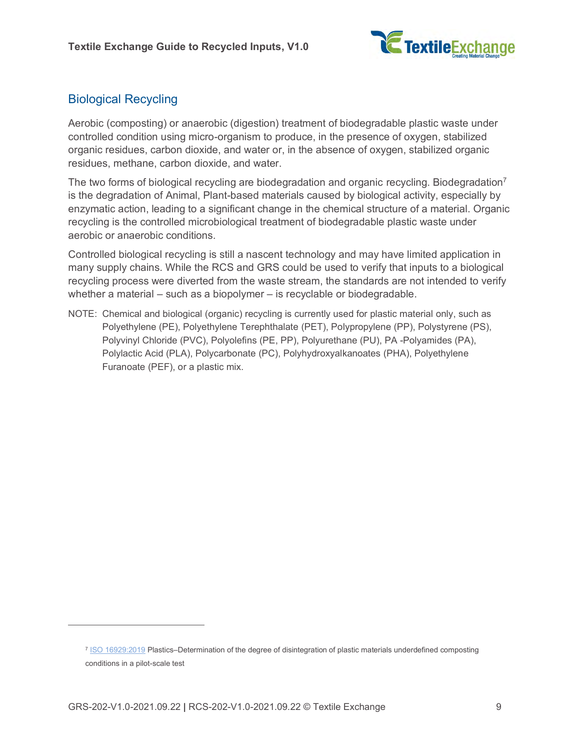## Biological Recycling

Aerobic (composting) or anaerobic (digestion) treatment of biodegradable plastic waste under controlled condition using micro-organism to produce, in the presence of oxygen, stabilized organic residues, carbon dioxide, and water or, in the absence of oxygen, stabilized organic residues, methane, carbon dioxide, and water.

The two forms of biological recycling are biodegradation and organic recycling. Biodegradation[7] is the degradation of Animal, Plant-based materials caused by biological activity, especially by enzymatic action, leading to a significant change in the chemical structure of a material. Organic recycling is the controlled microbiological treatment of biodegradable plastic waste under aerobic or anaerobic conditions.

Controlled biological recycling is still a nascent technology and may have limited application in many supply chains. While the RCS and GRS could be used to verify that inputs to a biological recycling process were diverted from the waste stream, the standards are not intended to verify whether a material – such as a biopolymer – is recyclable or biodegradable.

NOTE: Chemical and biological (organic) recycling is currently used for plastic material only, such as Polyethylene (PE), Polyethylene Terephthalate (PET), Polypropylene (PP), Polystyrene (PS), Polyvinyl Chloride (PVC), Polyolefins (PE, PP), Polyurethane (PU), PA -Polyamides (PA), Polylactic Acid (PLA), Polycarbonate (PC), Polyhydroxyalkanoates (PHA), Polyethylene Furanoate (PEF), or a plastic mix.

---

[7] ISO 16929:2019 Plastics–Determination of the degree of disintegration of plastic materials underdefined composting conditions in a pilot-scale test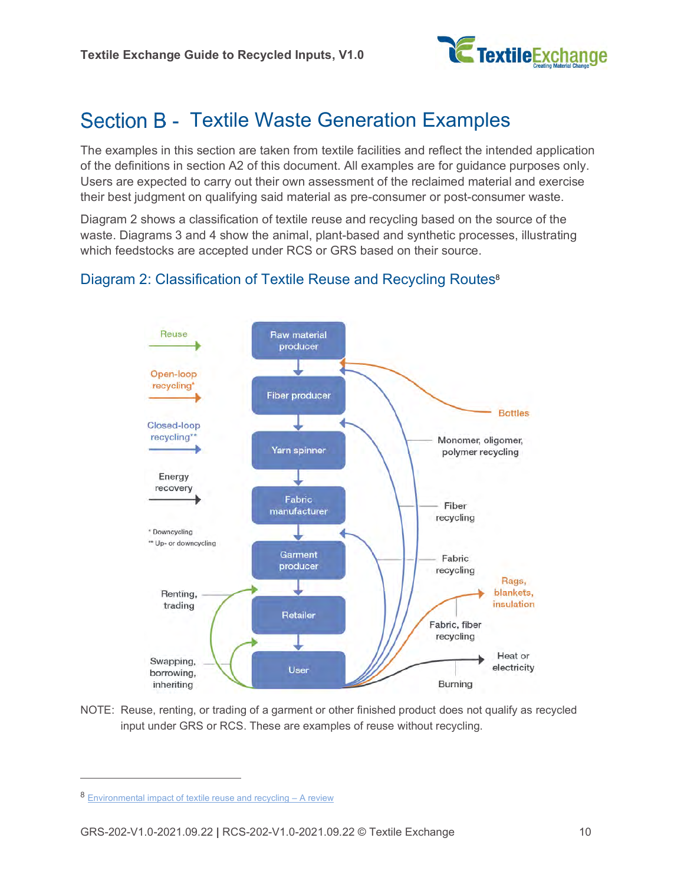# Section B - Textile Waste Generation Examples

The examples in this section are taken from textile facilities and reflect the intended application of the definitions in section A2 of this document. All examples are for guidance purposes only. Users are expected to carry out their own assessment of the reclaimed material and exercise their best judgment on qualifying said material as pre-consumer or post-consumer waste.

Diagram 2 shows a classification of textile reuse and recycling based on the source of the waste. Diagrams 3 and 4 show the animal, plant-based and synthetic processes, illustrating which feedstocks are accepted under RCS or GRS based on their source.

## Diagram 2: Classification of Textile Reuse and Recycling Routes[8]

Reuse

Open-loop recycling*

Closed-loop recycling**

Energy recovery

* Downcycling
** Up- or downcycling

Raw material producer → Fiber producer → Yarn spinner → Fabric manufacturer → Garment producer → Retailer → User

Bottles

Monomer, oligomer, polymer recycling

Fiber recycling

Fabric recycling

Rags, blankets, insulation

Fabric, fiber recycling

Heat or electricity

Burning

Renting, trading

Swapping, borrowing, inheriting

NOTE: Reuse, renting, or trading of a garment or other finished product does not qualify as recycled input under GRS or RCS. These are examples of reuse without recycling.

---

[8] Environmental impact of textile reuse and recycling – A review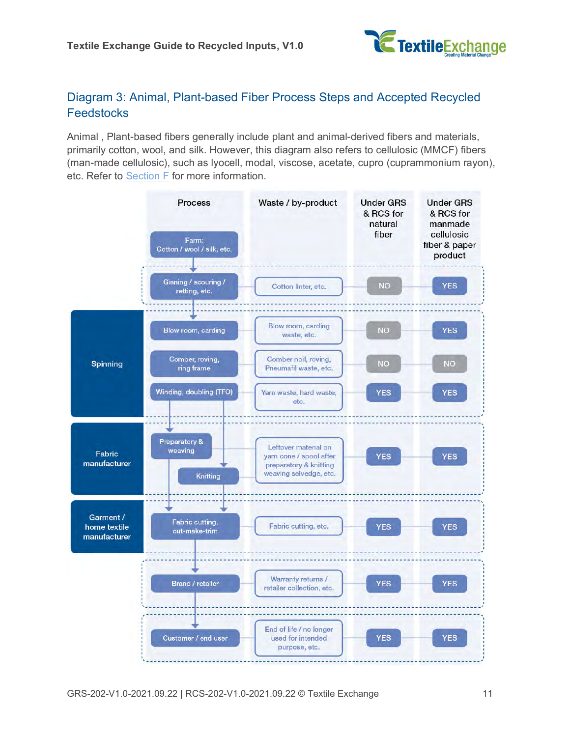## Diagram 3: Animal, Plant-based Fiber Process Steps and Accepted Recycled Feedstocks

Animal , Plant-based fibers generally include plant and animal-derived fibers and materials, primarily cotton, wool, and silk. However, this diagram also refers to cellulosic (MMCF) fibers (man-made cellulosic), such as lyocell, modal, viscose, acetate, cupro (cuprammonium rayon), etc. Refer to Section F for more information.

| Stage | Process | Waste / by-product | Under GRS & RCS for natural fiber | Under GRS & RCS for manmade cellulosic fiber & paper product |
|---|---|---|---|---|
| | Farm: Cotton / wool / silk, etc. | | | |
| | Ginning / scouring / retting, etc. | Cotton linter, etc. | NO | YES |
| Spinning | Blow room, carding | Blow room, carding waste, etc. | NO | YES |
| Spinning | Comber, roving, ring frame | Comber noil, roving, Pneumafil waste, etc. | NO | NO |
| Spinning | Winding, doubling (TFO) | Yarn waste, hard waste, etc. | YES | YES |
| Fabric manufacturer | Preparatory & weaving; Knitting | Leftover material on yarn cone / spool after preparatory & knitting weaving selvedge, etc. | YES | YES |
| Garment / home textile manufacturer | Fabric cutting, cut-make-trim | Fabric cutting, etc. | YES | YES |
| | Brand / retailer | Warranty returns / retailer collection, etc. | YES | YES |
| | Customer / end user | End of life / no longer used for intended purpose, etc. | YES | YES |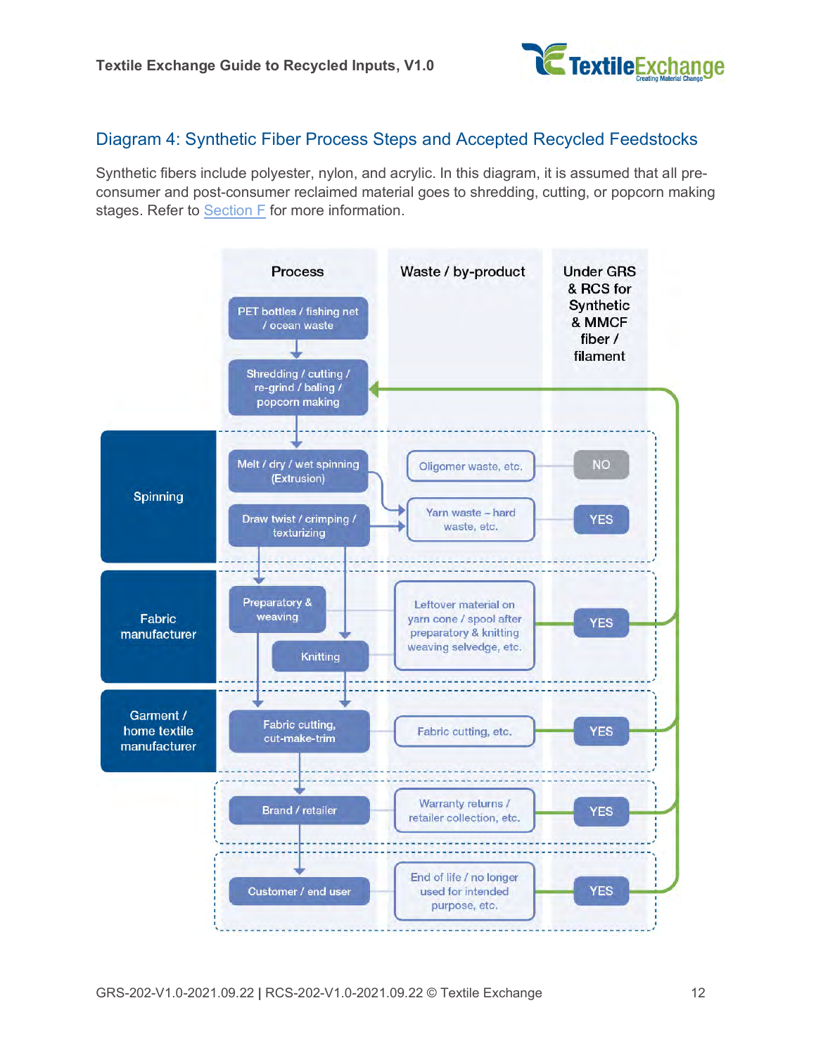## Diagram 4: Synthetic Fiber Process Steps and Accepted Recycled Feedstocks

Synthetic fibers include polyester, nylon, and acrylic. In this diagram, it is assumed that all pre-consumer and post-consumer reclaimed material goes to shredding, cutting, or popcorn making stages. Refer to Section F for more information.

| Stage | Process | Waste / by-product | Under GRS & RCS for Synthetic & MMCF fiber / filament |
|---|---|---|---|
| | PET bottles / fishing net / ocean waste | | |
| | Shredding / cutting / re-grind / baling / popcorn making | | |
| Spinning | Melt / dry / wet spinning (Extrusion) | Oligomer waste, etc. | NO |
| Spinning | Draw twist / crimping / texturizing | Yarn waste – hard waste, etc. | YES |
| Fabric manufacturer | Preparatory & weaving; Knitting | Leftover material on yarn cone / spool after preparatory & knitting weaving selvedge, etc. | YES |
| Garment / home textile manufacturer | Fabric cutting, cut-make-trim | Fabric cutting, etc. | YES |
| | Brand / retailer | Warranty returns / retailer collection, etc. | YES |
| | Customer / end user | End of life / no longer used for intended purpose, etc. | YES |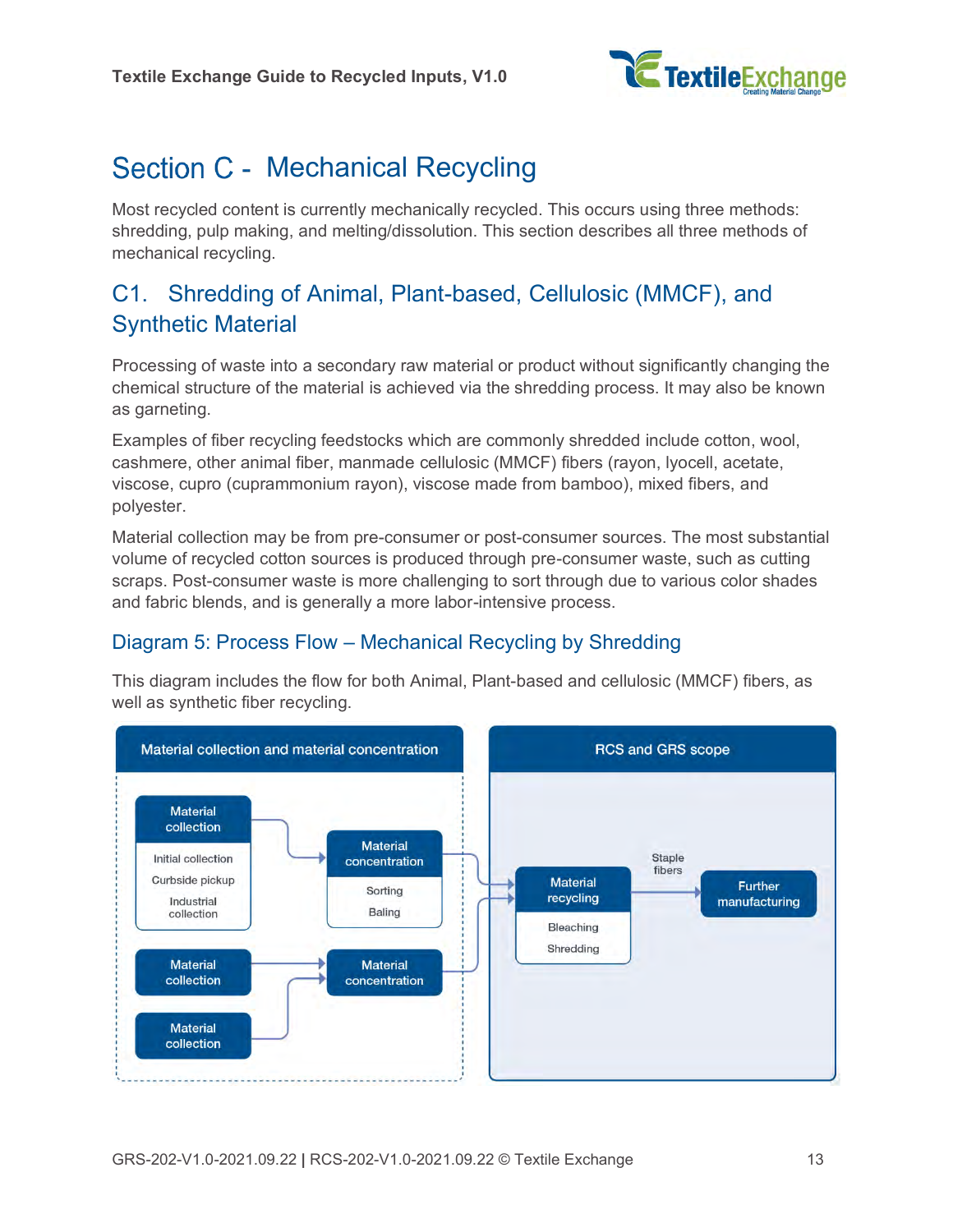# Section C - Mechanical Recycling

Most recycled content is currently mechanically recycled. This occurs using three methods: shredding, pulp making, and melting/dissolution. This section describes all three methods of mechanical recycling.

## C1. Shredding of Animal, Plant-based, Cellulosic (MMCF), and Synthetic Material

Processing of waste into a secondary raw material or product without significantly changing the chemical structure of the material is achieved via the shredding process. It may also be known as garneting.

Examples of fiber recycling feedstocks which are commonly shredded include cotton, wool, cashmere, other animal fiber, manmade cellulosic (MMCF) fibers (rayon, lyocell, acetate, viscose, cupro (cuprammonium rayon), viscose made from bamboo), mixed fibers, and polyester.

Material collection may be from pre-consumer or post-consumer sources. The most substantial volume of recycled cotton sources is produced through pre-consumer waste, such as cutting scraps. Post-consumer waste is more challenging to sort through due to various color shades and fabric blends, and is generally a more labor-intensive process.

### Diagram 5: Process Flow – Mechanical Recycling by Shredding

This diagram includes the flow for both Animal, Plant-based and cellulosic (MMCF) fibers, as well as synthetic fiber recycling.

**Material collection and material concentration**

- Material collection (Initial collection, Curbside pickup, Industrial collection) → Material concentration (Sorting, Baling)
- Material collection → Material concentration
- Material collection → Material concentration

**RCS and GRS scope**

- Material recycling (Bleaching, Shredding) → Staple fibers → Further manufacturing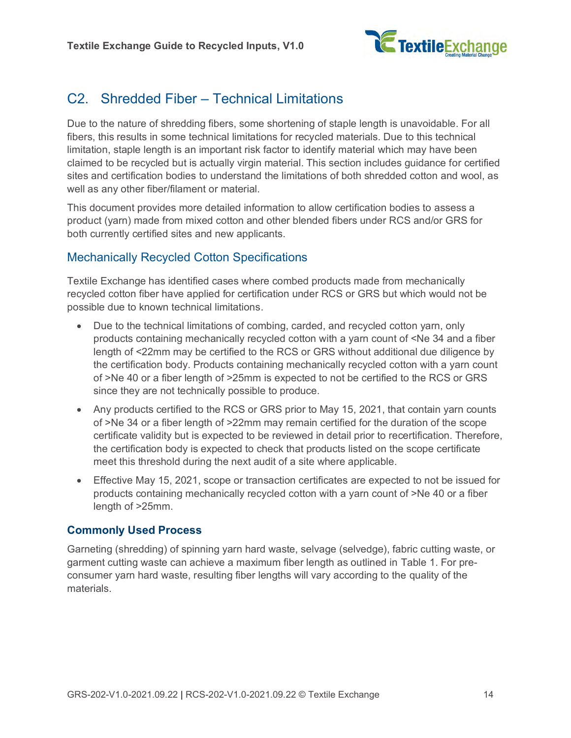## C2. Shredded Fiber – Technical Limitations

Due to the nature of shredding fibers, some shortening of staple length is unavoidable. For all fibers, this results in some technical limitations for recycled materials. Due to this technical limitation, staple length is an important risk factor to identify material which may have been claimed to be recycled but is actually virgin material. This section includes guidance for certified sites and certification bodies to understand the limitations of both shredded cotton and wool, as well as any other fiber/filament or material.

This document provides more detailed information to allow certification bodies to assess a product (yarn) made from mixed cotton and other blended fibers under RCS and/or GRS for both currently certified sites and new applicants.

### Mechanically Recycled Cotton Specifications

Textile Exchange has identified cases where combed products made from mechanically recycled cotton fiber have applied for certification under RCS or GRS but which would not be possible due to known technical limitations.

- Due to the technical limitations of combing, carded, and recycled cotton yarn, only products containing mechanically recycled cotton with a yarn count of <Ne 34 and a fiber length of <22mm may be certified to the RCS or GRS without additional due diligence by the certification body. Products containing mechanically recycled cotton with a yarn count of >Ne 40 or a fiber length of >25mm is expected to not be certified to the RCS or GRS since they are not technically possible to produce.
- Any products certified to the RCS or GRS prior to May 15, 2021, that contain yarn counts of >Ne 34 or a fiber length of >22mm may remain certified for the duration of the scope certificate validity but is expected to be reviewed in detail prior to recertification. Therefore, the certification body is expected to check that products listed on the scope certificate meet this threshold during the next audit of a site where applicable.
- Effective May 15, 2021, scope or transaction certificates are expected to not be issued for products containing mechanically recycled cotton with a yarn count of >Ne 40 or a fiber length of >25mm.

#### Commonly Used Process

Garneting (shredding) of spinning yarn hard waste, selvage (selvedge), fabric cutting waste, or garment cutting waste can achieve a maximum fiber length as outlined in Table 1. For pre-consumer yarn hard waste, resulting fiber lengths will vary according to the quality of the materials.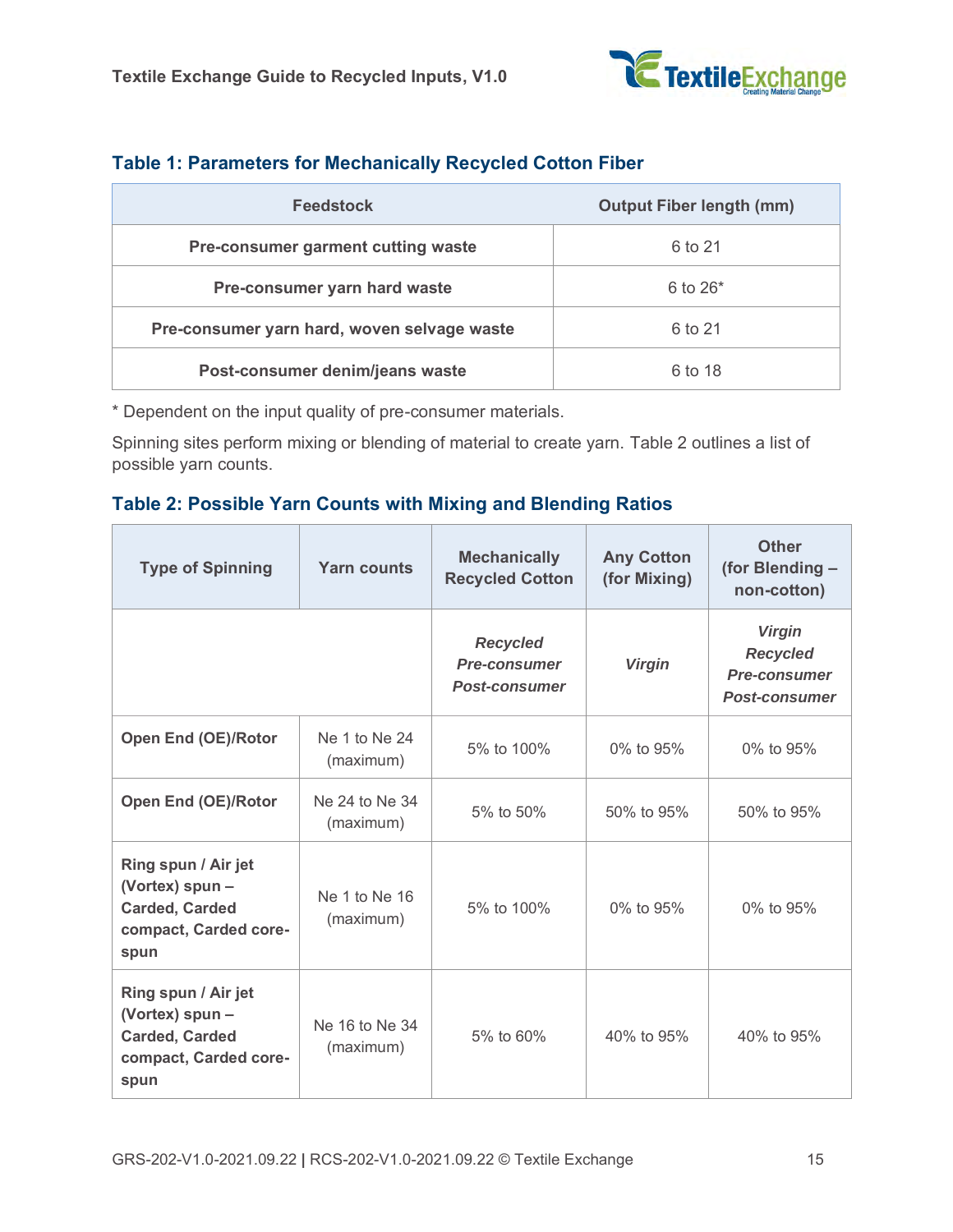### Table 1: Parameters for Mechanically Recycled Cotton Fiber

| Feedstock | Output Fiber length (mm) |
|---|---|
| **Pre-consumer garment cutting waste** | 6 to 21 |
| **Pre-consumer yarn hard waste** | 6 to 26* |
| **Pre-consumer yarn hard, woven selvage waste** | 6 to 21 |
| **Post-consumer denim/jeans waste** | 6 to 18 |

* Dependent on the input quality of pre-consumer materials.

Spinning sites perform mixing or blending of material to create yarn. Table 2 outlines a list of possible yarn counts.

### Table 2: Possible Yarn Counts with Mixing and Blending Ratios

| Type of Spinning | Yarn counts | Mechanically Recycled Cotton | Any Cotton (for Mixing) | Other (for Blending – non-cotton) |
|---|---|---|---|---|
| | | ***Recycled Pre-consumer Post-consumer*** | ***Virgin*** | ***Virgin Recycled Pre-consumer Post-consumer*** |
| **Open End (OE)/Rotor** | Ne 1 to Ne 24 (maximum) | 5% to 100% | 0% to 95% | 0% to 95% |
| **Open End (OE)/Rotor** | Ne 24 to Ne 34 (maximum) | 5% to 50% | 50% to 95% | 50% to 95% |
| **Ring spun / Air jet (Vortex) spun – Carded, Carded compact, Carded core-spun** | Ne 1 to Ne 16 (maximum) | 5% to 100% | 0% to 95% | 0% to 95% |
| **Ring spun / Air jet (Vortex) spun – Carded, Carded compact, Carded core-spun** | Ne 16 to Ne 34 (maximum) | 5% to 60% | 40% to 95% | 40% to 95% |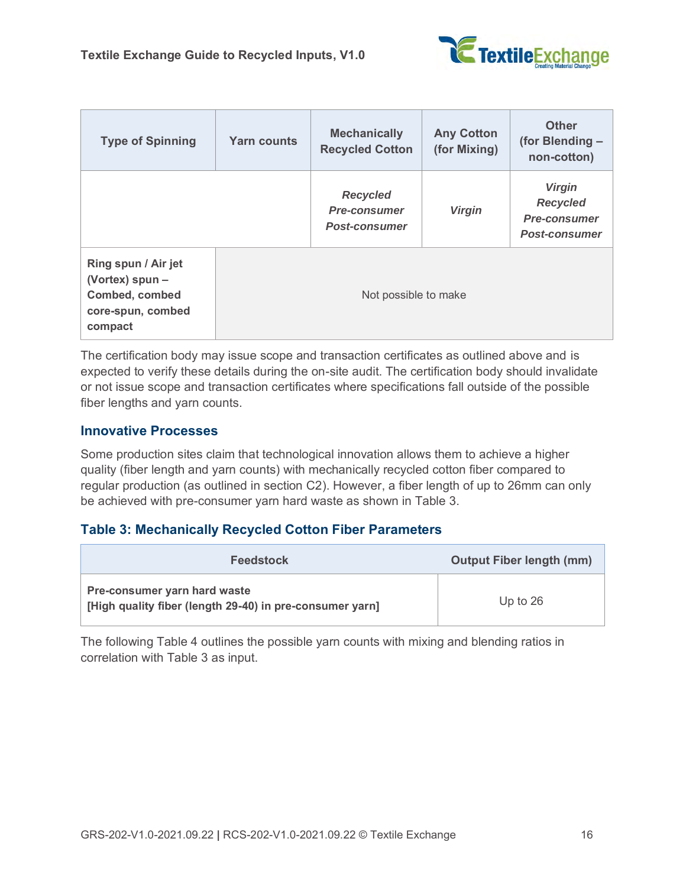| Type of Spinning | Yarn counts | Mechanically Recycled Cotton | Any Cotton (for Mixing) | Other (for Blending – non-cotton) |
|---|---|---|---|---|
| | | *Recycled Pre-consumer Post-consumer* | *Virgin* | *Virgin Recycled Pre-consumer Post-consumer* |
| **Ring spun / Air jet (Vortex) spun – Combed, combed core-spun, combed compact** | Not possible to make | | | |

The certification body may issue scope and transaction certificates as outlined above and is expected to verify these details during the on-site audit. The certification body should invalidate or not issue scope and transaction certificates where specifications fall outside of the possible fiber lengths and yarn counts.

### Innovative Processes

Some production sites claim that technological innovation allows them to achieve a higher quality (fiber length and yarn counts) with mechanically recycled cotton fiber compared to regular production (as outlined in section C2). However, a fiber length of up to 26mm can only be achieved with pre-consumer yarn hard waste as shown in Table 3.

### Table 3: Mechanically Recycled Cotton Fiber Parameters

| Feedstock | Output Fiber length (mm) |
|---|---|
| **Pre-consumer yarn hard waste** **[High quality fiber (length 29-40) in pre-consumer yarn]** | Up to 26 |

The following Table 4 outlines the possible yarn counts with mixing and blending ratios in correlation with Table 3 as input.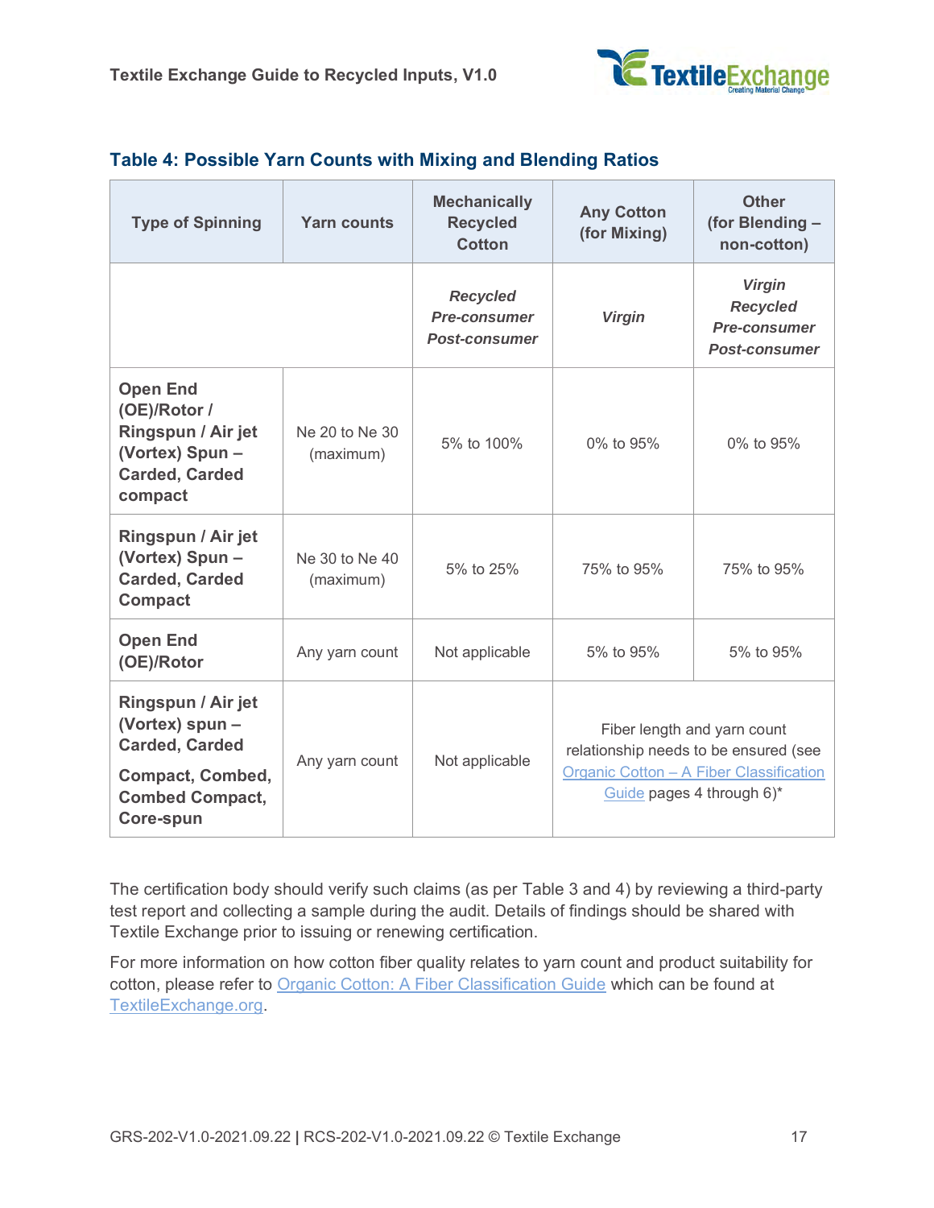### Table 4: Possible Yarn Counts with Mixing and Blending Ratios

| Type of Spinning | Yarn counts | Mechanically Recycled Cotton | Any Cotton (for Mixing) | Other (for Blending – non-cotton) |
|---|---|---|---|---|
| | | *Recycled Pre-consumer Post-consumer* | *Virgin* | *Virgin Recycled Pre-consumer Post-consumer* |
| **Open End (OE)/Rotor / Ringspun / Air jet (Vortex) Spun – Carded, Carded compact** | Ne 20 to Ne 30 (maximum) | 5% to 100% | 0% to 95% | 0% to 95% |
| **Ringspun / Air jet (Vortex) Spun – Carded, Carded Compact** | Ne 30 to Ne 40 (maximum) | 5% to 25% | 75% to 95% | 75% to 95% |
| **Open End (OE)/Rotor** | Any yarn count | Not applicable | 5% to 95% | 5% to 95% |
| **Ringspun / Air jet (Vortex) spun – Carded, Carded Compact, Combed, Combed Compact, Core-spun** | Any yarn count | Not applicable | Fiber length and yarn count relationship needs to be ensured (see [Organic Cotton – A Fiber Classification Guide] pages 4 through 6)* | |

The certification body should verify such claims (as per Table 3 and 4) by reviewing a third-party test report and collecting a sample during the audit. Details of findings should be shared with Textile Exchange prior to issuing or renewing certification.

For more information on how cotton fiber quality relates to yarn count and product suitability for cotton, please refer to [Organic Cotton: A Fiber Classification Guide] which can be found at [TextileExchange.org].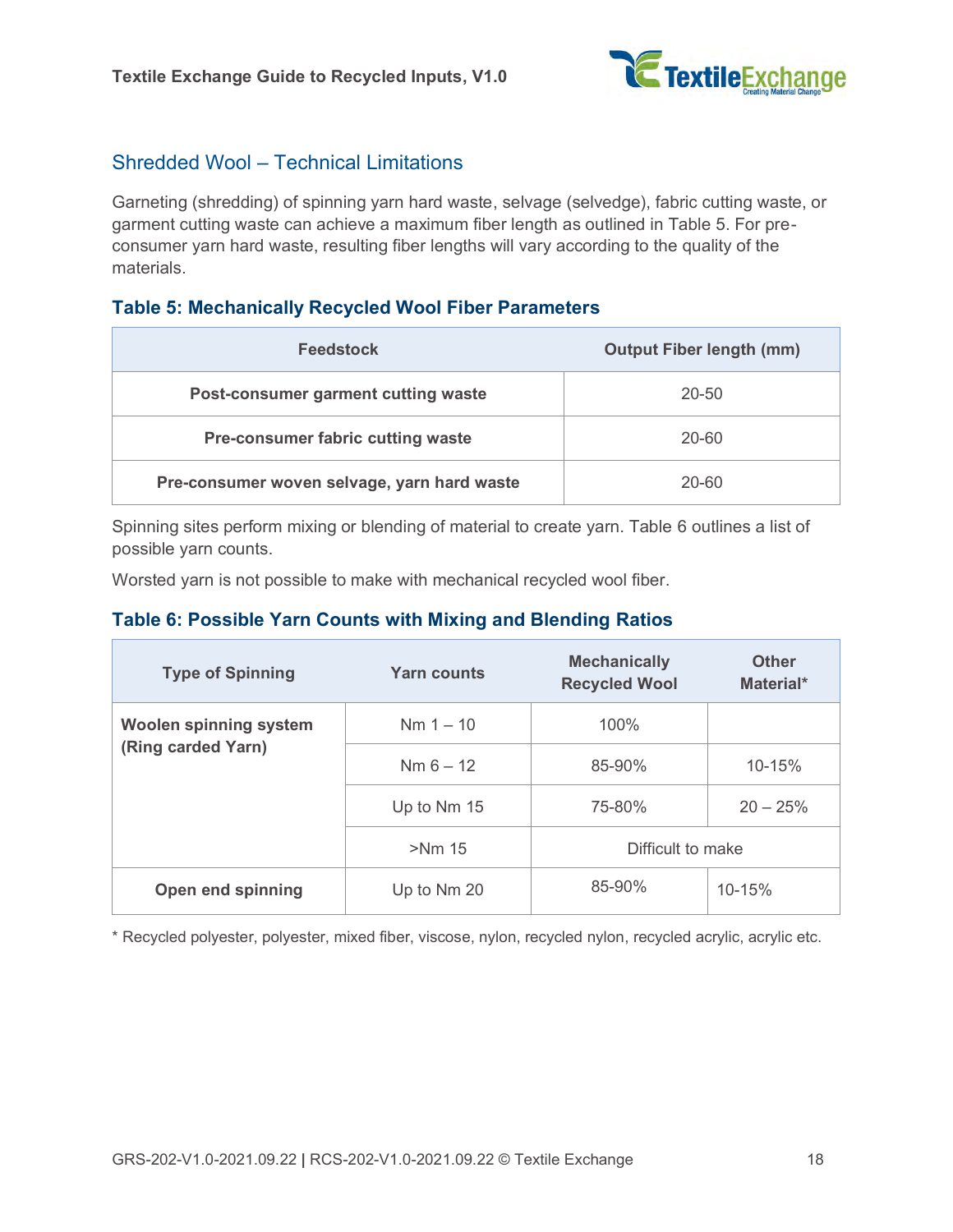## Shredded Wool – Technical Limitations

Garneting (shredding) of spinning yarn hard waste, selvage (selvedge), fabric cutting waste, or garment cutting waste can achieve a maximum fiber length as outlined in Table 5. For pre-consumer yarn hard waste, resulting fiber lengths will vary according to the quality of the materials.

### Table 5: Mechanically Recycled Wool Fiber Parameters

| Feedstock | Output Fiber length (mm) |
|---|---|
| **Post-consumer garment cutting waste** | 20-50 |
| **Pre-consumer fabric cutting waste** | 20-60 |
| **Pre-consumer woven selvage, yarn hard waste** | 20-60 |

Spinning sites perform mixing or blending of material to create yarn. Table 6 outlines a list of possible yarn counts.

Worsted yarn is not possible to make with mechanical recycled wool fiber.

### Table 6: Possible Yarn Counts with Mixing and Blending Ratios

| Type of Spinning | Yarn counts | Mechanically Recycled Wool | Other Material* |
|---|---|---|---|
| **Woolen spinning system (Ring carded Yarn)** | Nm 1 – 10 | 100% | |
| | Nm 6 – 12 | 85-90% | 10-15% |
| | Up to Nm 15 | 75-80% | 20 – 25% |
| | >Nm 15 | Difficult to make | |
| **Open end spinning** | Up to Nm 20 | 85-90% | 10-15% |

* Recycled polyester, polyester, mixed fiber, viscose, nylon, recycled nylon, recycled acrylic, acrylic etc.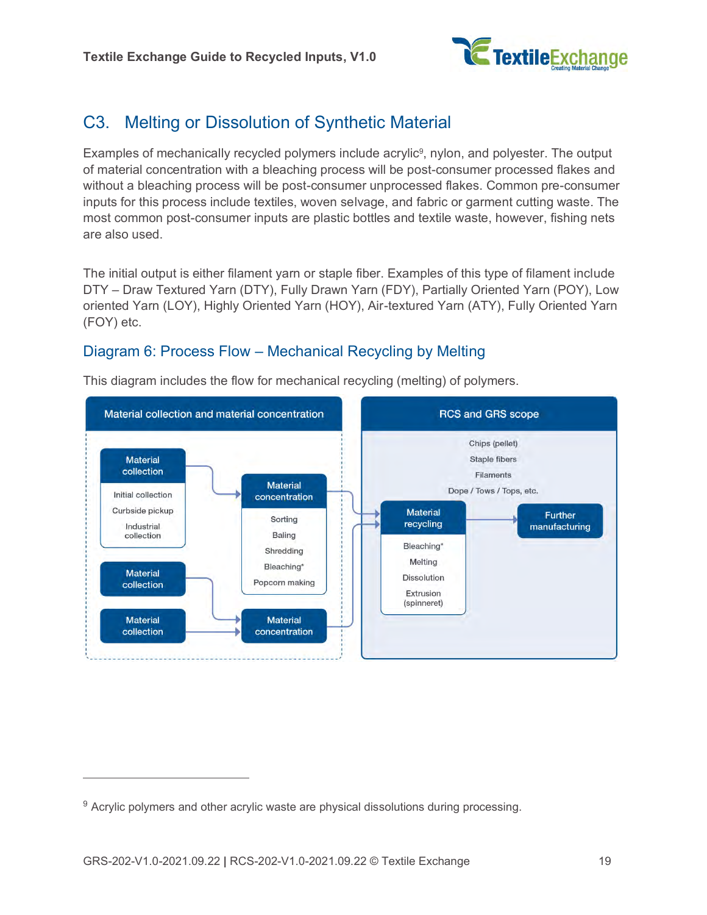## C3. Melting or Dissolution of Synthetic Material

Examples of mechanically recycled polymers include acrylic[9], nylon, and polyester. The output of material concentration with a bleaching process will be post-consumer processed flakes and without a bleaching process will be post-consumer unprocessed flakes. Common pre-consumer inputs for this process include textiles, woven selvage, and fabric or garment cutting waste. The most common post-consumer inputs are plastic bottles and textile waste, however, fishing nets are also used.

The initial output is either filament yarn or staple fiber. Examples of this type of filament include DTY – Draw Textured Yarn (DTY), Fully Drawn Yarn (FDY), Partially Oriented Yarn (POY), Low oriented Yarn (LOY), Highly Oriented Yarn (HOY), Air-textured Yarn (ATY), Fully Oriented Yarn (FOY) etc.

### Diagram 6: Process Flow – Mechanical Recycling by Melting

This diagram includes the flow for mechanical recycling (melting) of polymers.

**Material collection and material concentration**

- Material collection
  - Initial collection
  - Curbside pickup
  - Industrial collection
- Material collection
- Material collection
- Material concentration
  - Sorting
  - Baling
  - Shredding
  - Bleaching*
  - Popcorn making
- Material concentration

**RCS and GRS scope**

- Chips (pellet)
- Staple fibers
- Filaments
- Dope / Tows / Tops, etc.
- Material recycling
  - Bleaching*
  - Melting
  - Dissolution
  - Extrusion (spinneret)
- Further manufacturing

---

[9] Acrylic polymers and other acrylic waste are physical dissolutions during processing.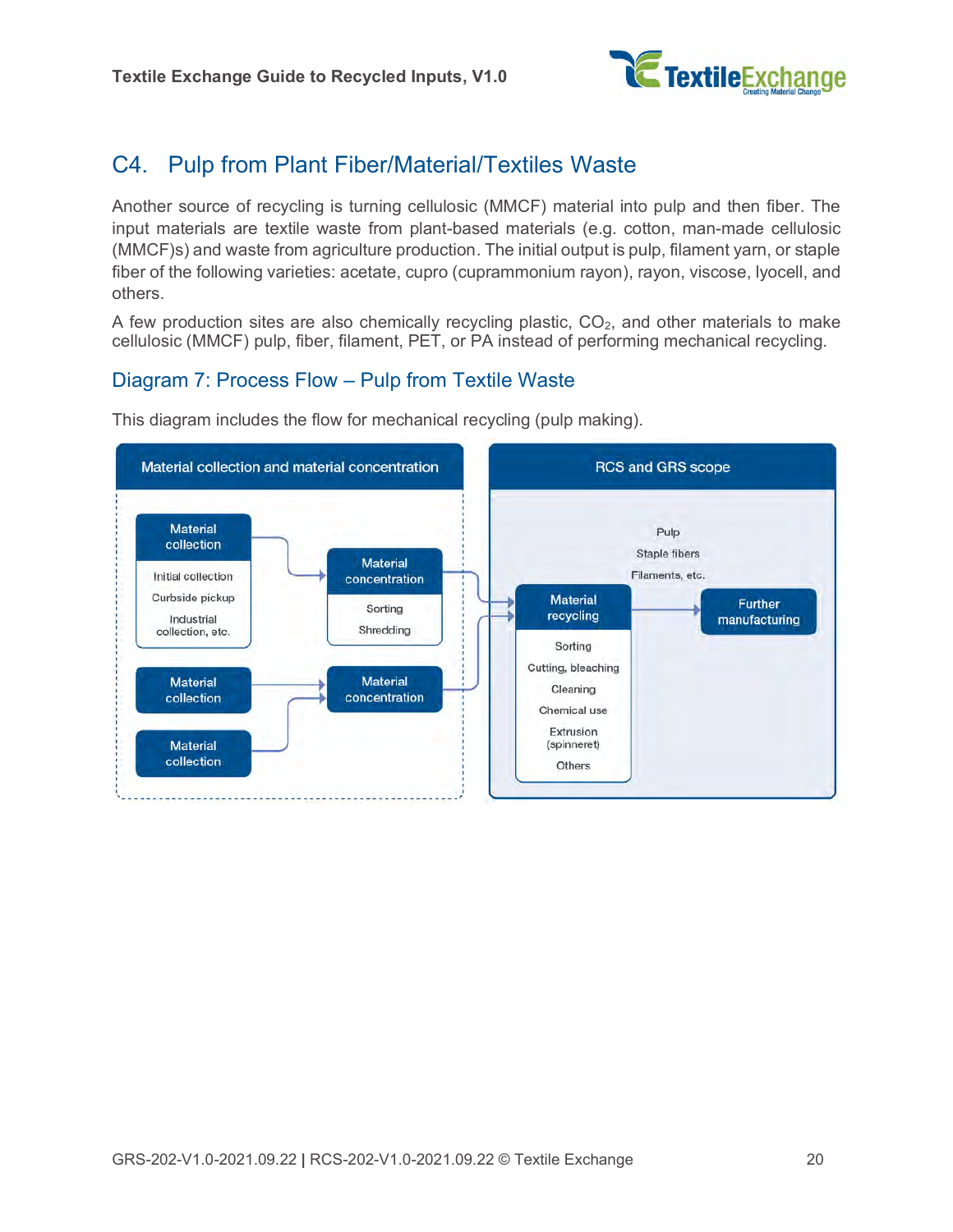## C4. Pulp from Plant Fiber/Material/Textiles Waste

Another source of recycling is turning cellulosic (MMCF) material into pulp and then fiber. The input materials are textile waste from plant-based materials (e.g. cotton, man-made cellulosic (MMCF)s) and waste from agriculture production. The initial output is pulp, filament yarn, or staple fiber of the following varieties: acetate, cupro (cuprammonium rayon), rayon, viscose, lyocell, and others.

A few production sites are also chemically recycling plastic, $CO_2$, and other materials to make cellulosic (MMCF) pulp, fiber, filament, PET, or PA instead of performing mechanical recycling.

### Diagram 7: Process Flow – Pulp from Textile Waste

This diagram includes the flow for mechanical recycling (pulp making).

**Material collection and material concentration**

- Material collection
  - Initial collection
  - Curbside pickup
  - Industrial collection, etc.
- Material collection
- Material collection
- Material concentration
  - Sorting
  - Shredding
- Material concentration

**RCS and GRS scope**

- Material recycling
  - Sorting
  - Cutting, bleaching
  - Cleaning
  - Chemical use
  - Extrusion (spinneret)
  - Others
- Pulp / Staple fibers / Filaments, etc.
- Further manufacturing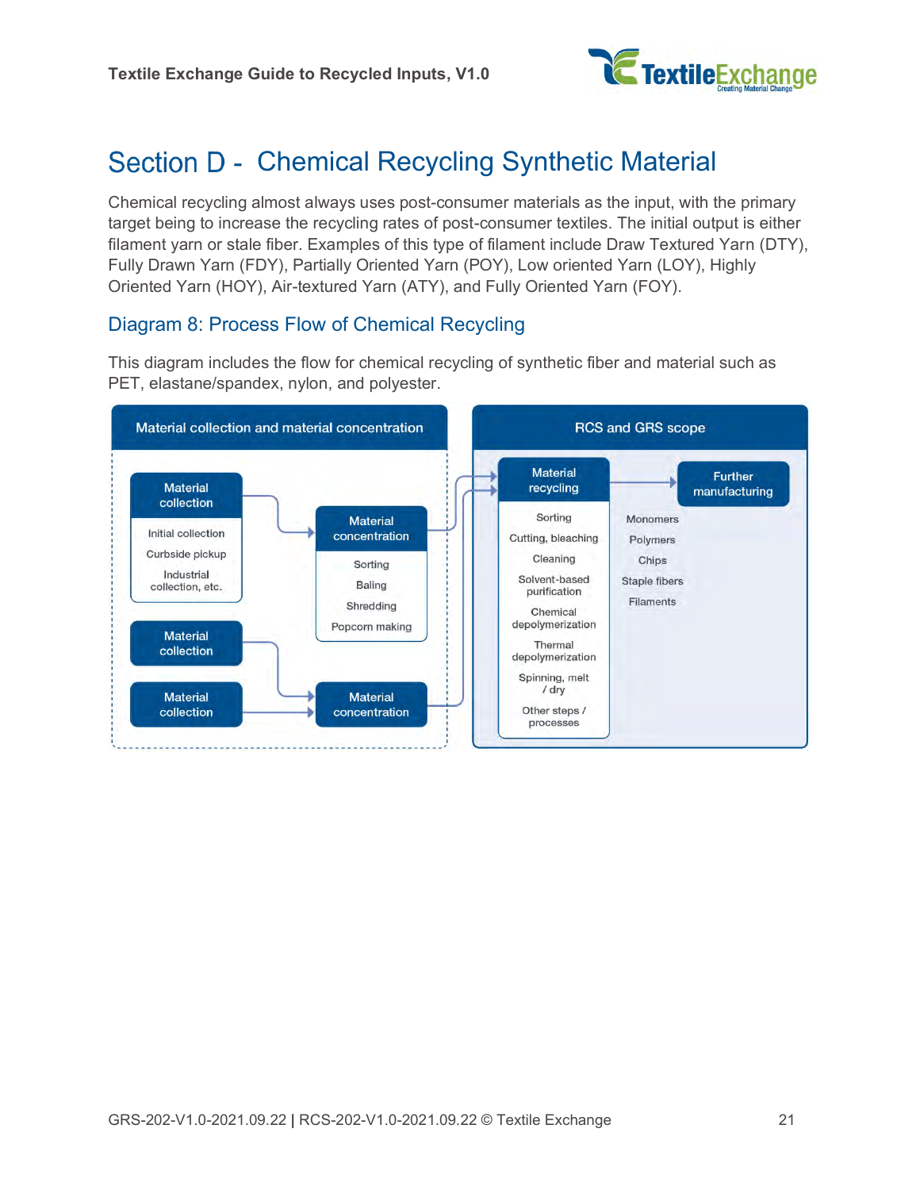# Section D - Chemical Recycling Synthetic Material

Chemical recycling almost always uses post-consumer materials as the input, with the primary target being to increase the recycling rates of post-consumer textiles. The initial output is either filament yarn or stale fiber. Examples of this type of filament include Draw Textured Yarn (DTY), Fully Drawn Yarn (FDY), Partially Oriented Yarn (POY), Low oriented Yarn (LOY), Highly Oriented Yarn (HOY), Air-textured Yarn (ATY), and Fully Oriented Yarn (FOY).

## Diagram 8: Process Flow of Chemical Recycling

This diagram includes the flow for chemical recycling of synthetic fiber and material such as PET, elastane/spandex, nylon, and polyester.

**Material collection and material concentration**

- **Material collection**
  - Initial collection
  - Curbside pickup
  - Industrial collection, etc.
- **Material concentration**
  - Sorting
  - Baling
  - Shredding
  - Popcorn making
- **Material collection**
- **Material collection**
- **Material concentration**

**RCS and GRS scope**

- **Material recycling**
  - Sorting
  - Cutting, bleaching
  - Cleaning
  - Solvent-based purification
  - Chemical depolymerization
  - Thermal depolymerization
  - Spinning, melt / dry
  - Other steps / processes
- Monomers
- Polymers
- Chips
- Staple fibers
- Filaments
- **Further manufacturing**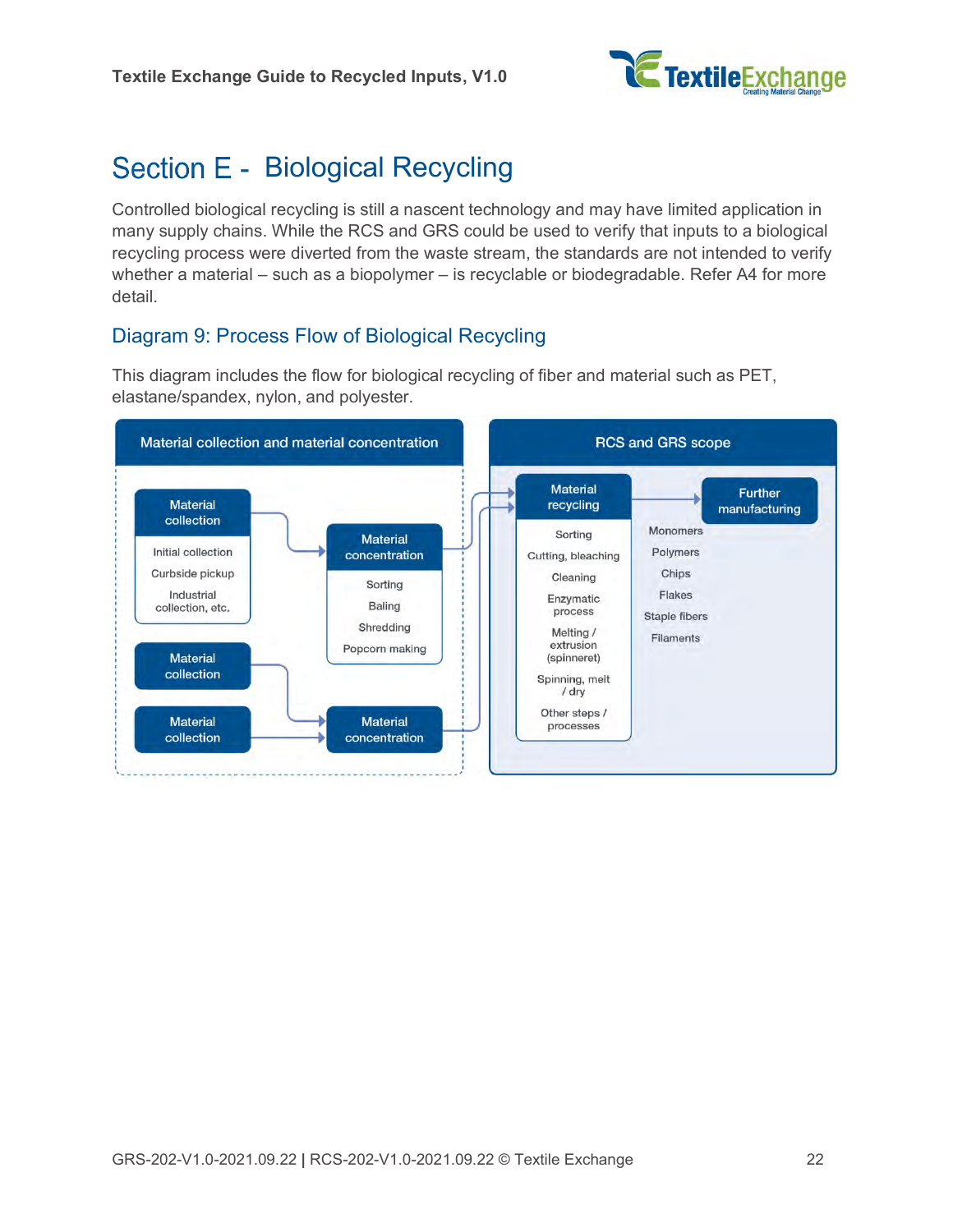# Section E - Biological Recycling

Controlled biological recycling is still a nascent technology and may have limited application in many supply chains. While the RCS and GRS could be used to verify that inputs to a biological recycling process were diverted from the waste stream, the standards are not intended to verify whether a material – such as a biopolymer – is recyclable or biodegradable. Refer A4 for more detail.

## Diagram 9: Process Flow of Biological Recycling

This diagram includes the flow for biological recycling of fiber and material such as PET, elastane/spandex, nylon, and polyester.

**Material collection and material concentration**

- **Material collection**: Initial collection; Curbside pickup; Industrial collection, etc. → **Material concentration**: Sorting; Baling; Shredding; Popcorn making
- **Material collection** → **Material concentration**
- **Material collection** → **Material concentration**

**RCS and GRS scope**

- **Material recycling**: Sorting; Cutting, bleaching; Cleaning; Enzymatic process; Melting / extrusion (spinneret); Spinning, melt / dry; Other steps / processes
- → Monomers; Polymers; Chips; Flakes; Staple fibers; Filaments → **Further manufacturing**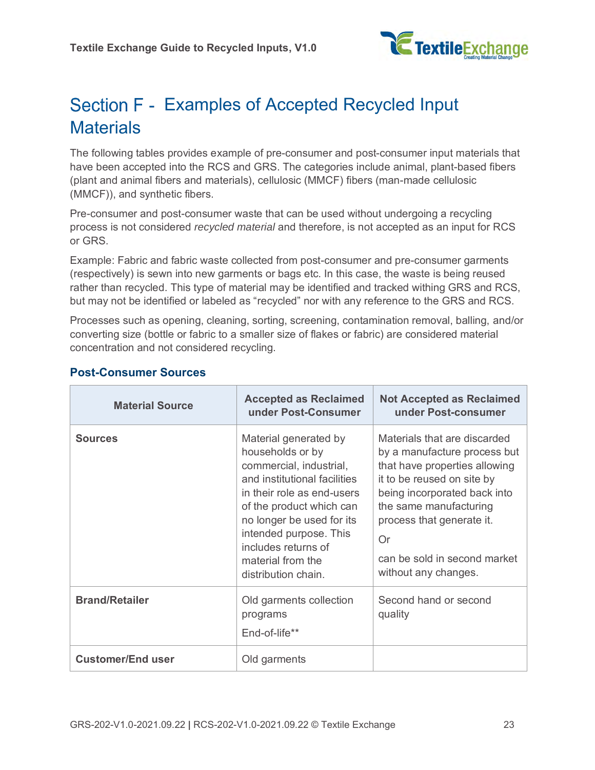# Section F - Examples of Accepted Recycled Input Materials

The following tables provides example of pre-consumer and post-consumer input materials that have been accepted into the RCS and GRS. The categories include animal, plant-based fibers (plant and animal fibers and materials), cellulosic (MMCF) fibers (man-made cellulosic (MMCF)), and synthetic fibers.

Pre-consumer and post-consumer waste that can be used without undergoing a recycling process is not considered *recycled material* and therefore, is not accepted as an input for RCS or GRS.

Example: Fabric and fabric waste collected from post-consumer and pre-consumer garments (respectively) is sewn into new garments or bags etc. In this case, the waste is being reused rather than recycled. This type of material may be identified and tracked withing GRS and RCS, but may not be identified or labeled as "recycled" nor with any reference to the GRS and RCS.

Processes such as opening, cleaning, sorting, screening, contamination removal, balling, and/or converting size (bottle or fabric to a smaller size of flakes or fabric) are considered material concentration and not considered recycling.

### Post-Consumer Sources

| Material Source | Accepted as Reclaimed under Post-Consumer | Not Accepted as Reclaimed under Post-consumer |
|---|---|---|
| **Sources** | Material generated by households or by commercial, industrial, and institutional facilities in their role as end-users of the product which can no longer be used for its intended purpose. This includes returns of material from the distribution chain. | Materials that are discarded by a manufacture process but that have properties allowing it to be reused on site by being incorporated back into the same manufacturing process that generate it.<br><br>Or<br><br>can be sold in second market without any changes. |
| **Brand/Retailer** | Old garments collection programs<br><br>End-of-life** | Second hand or second quality |
| **Customer/End user** | Old garments | |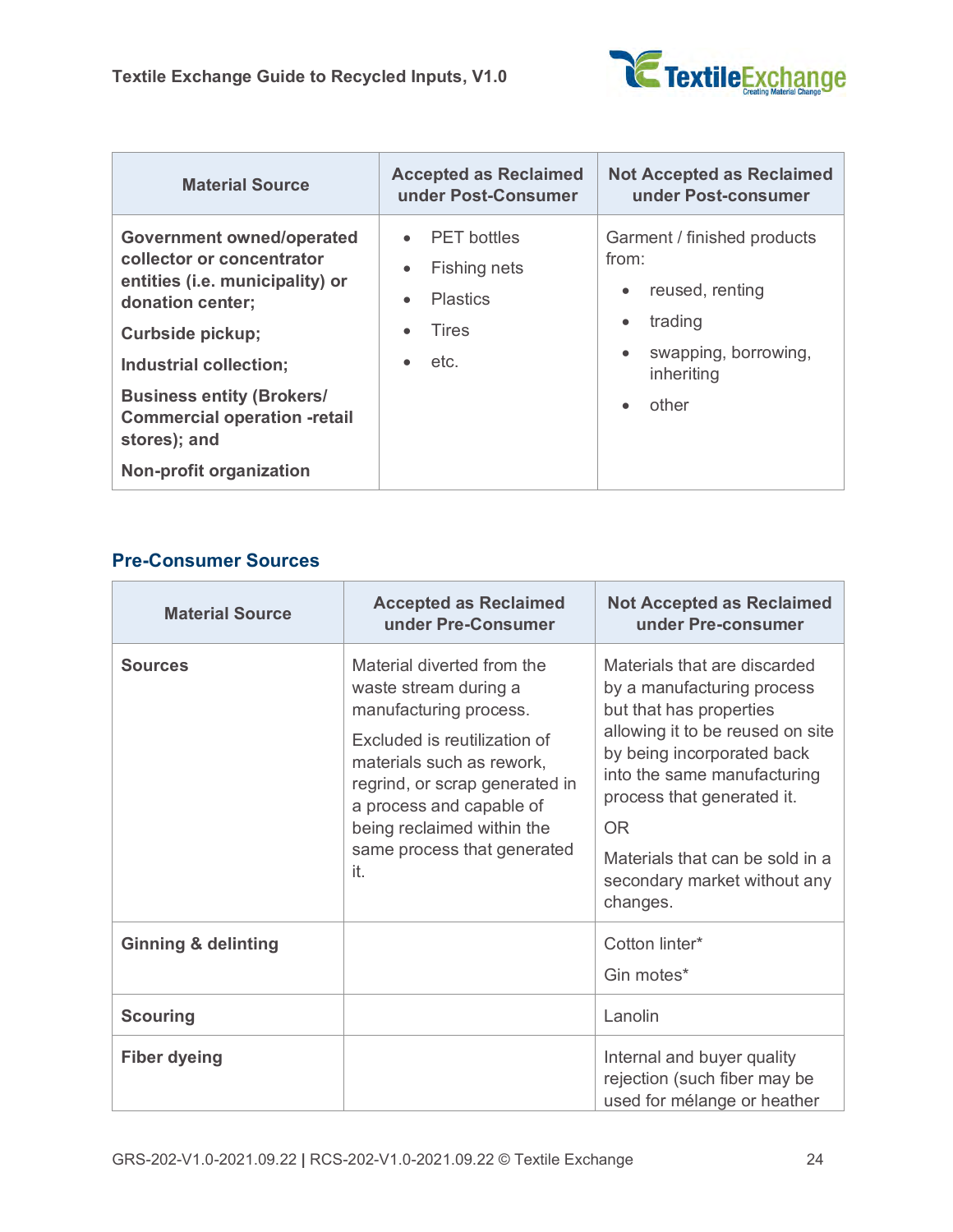| Material Source | Accepted as Reclaimed under Post-Consumer | Not Accepted as Reclaimed under Post-consumer |
|---|---|---|
| **Government owned/operated collector or concentrator entities (i.e. municipality) or donation center;**<br><br>**Curbside pickup;**<br><br>**Industrial collection;**<br><br>**Business entity (Brokers/ Commercial operation -retail stores); and**<br><br>**Non-profit organization** | • PET bottles<br>• Fishing nets<br>• Plastics<br>• Tires<br>• etc. | Garment / finished products from:<br>• reused, renting<br>• trading<br>• swapping, borrowing, inheriting<br>• other |

## Pre-Consumer Sources

| Material Source | Accepted as Reclaimed under Pre-Consumer | Not Accepted as Reclaimed under Pre-consumer |
|---|---|---|
| **Sources** | Material diverted from the waste stream during a manufacturing process.<br><br>Excluded is reutilization of materials such as rework, regrind, or scrap generated in a process and capable of being reclaimed within the same process that generated it. | Materials that are discarded by a manufacturing process but that has properties allowing it to be reused on site by being incorporated back into the same manufacturing process that generated it.<br><br>OR<br><br>Materials that can be sold in a secondary market without any changes. |
| **Ginning & delinting** | | Cotton linter*<br><br>Gin motes* |
| **Scouring** | | Lanolin |
| **Fiber dyeing** | | Internal and buyer quality rejection (such fiber may be used for mélange or heather |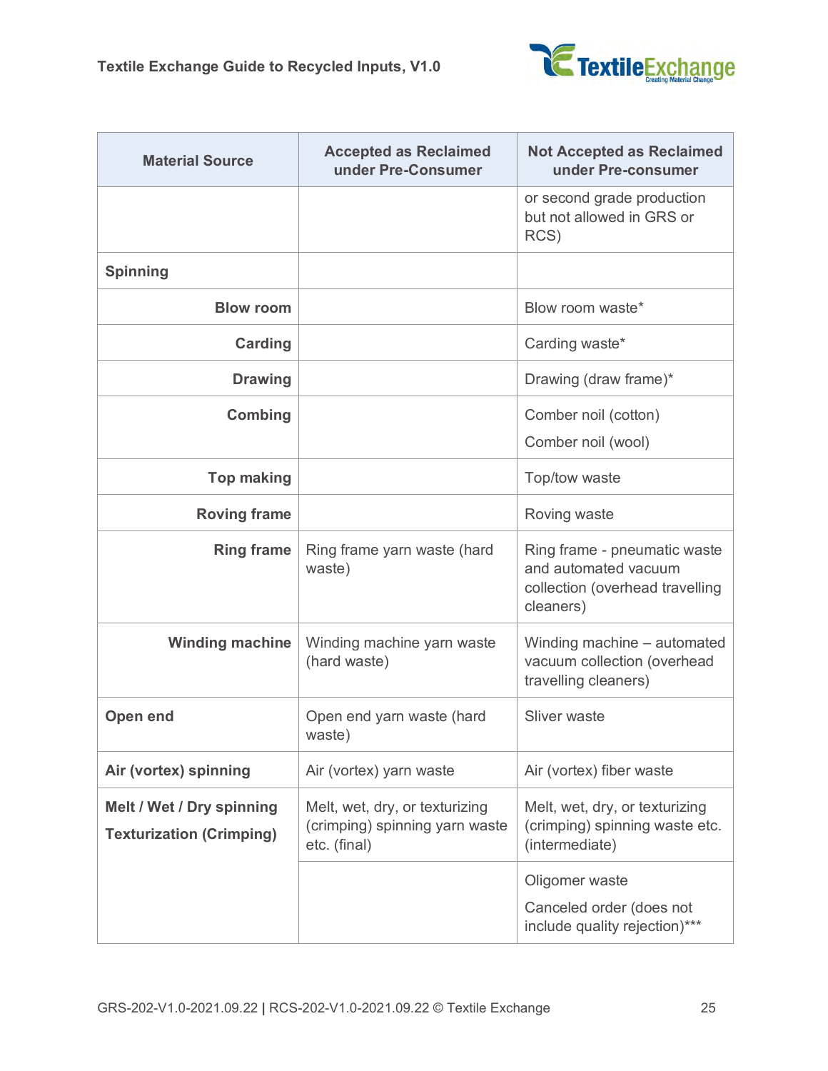| Material Source | Accepted as Reclaimed under Pre-Consumer | Not Accepted as Reclaimed under Pre-consumer |
|---|---|---|
| | | or second grade production but not allowed in GRS or RCS) |
| **Spinning** | | |
| **Blow room** | | Blow room waste* |
| **Carding** | | Carding waste* |
| **Drawing** | | Drawing (draw frame)* |
| **Combing** | | Comber noil (cotton)<br>Comber noil (wool) |
| **Top making** | | Top/tow waste |
| **Roving frame** | | Roving waste |
| **Ring frame** | Ring frame yarn waste (hard waste) | Ring frame - pneumatic waste and automated vacuum collection (overhead travelling cleaners) |
| **Winding machine** | Winding machine yarn waste (hard waste) | Winding machine – automated vacuum collection (overhead travelling cleaners) |
| **Open end** | Open end yarn waste (hard waste) | Sliver waste |
| **Air (vortex) spinning** | Air (vortex) yarn waste | Air (vortex) fiber waste |
| **Melt / Wet / Dry spinning**<br>**Texturization (Crimping)** | Melt, wet, dry, or texturizing (crimping) spinning yarn waste etc. (final) | Melt, wet, dry, or texturizing (crimping) spinning waste etc. (intermediate) |
| | | Oligomer waste<br>Canceled order (does not include quality rejection)*** |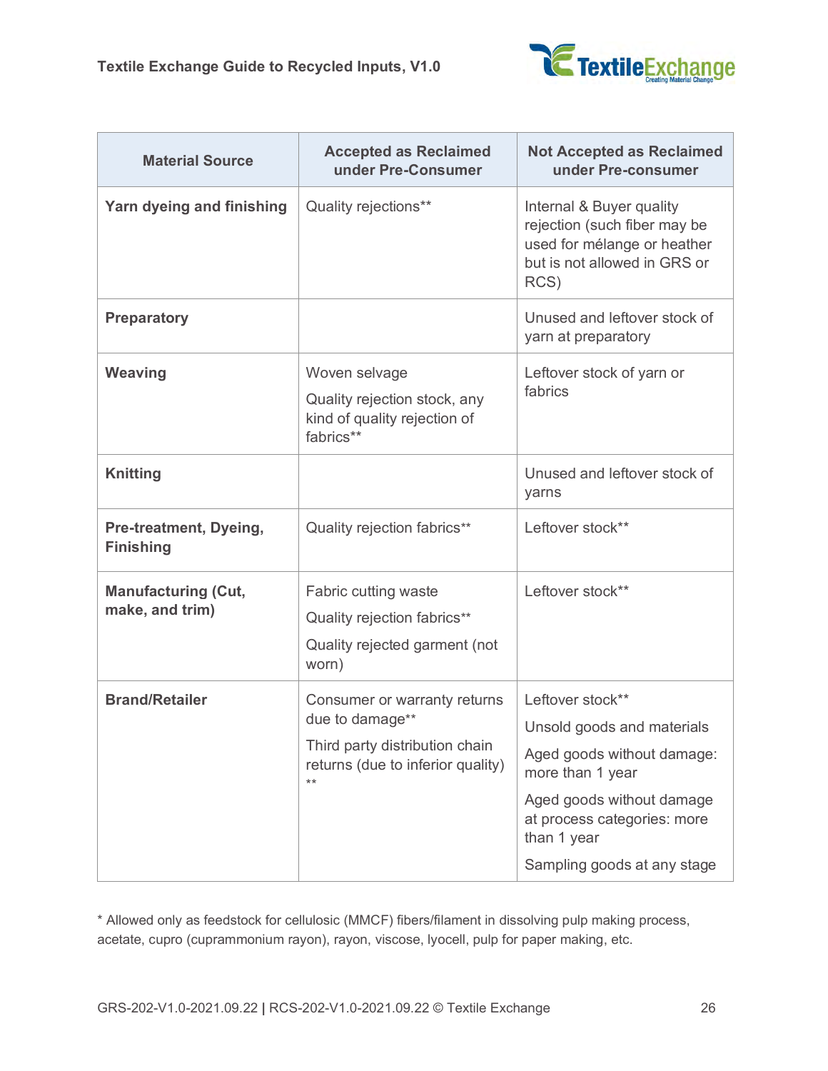| Material Source | Accepted as Reclaimed under Pre-Consumer | Not Accepted as Reclaimed under Pre-consumer |
|---|---|---|
| **Yarn dyeing and finishing** | Quality rejections** | Internal & Buyer quality rejection (such fiber may be used for mélange or heather but is not allowed in GRS or RCS) |
| **Preparatory** | | Unused and leftover stock of yarn at preparatory |
| **Weaving** | Woven selvage<br>Quality rejection stock, any kind of quality rejection of fabrics** | Leftover stock of yarn or fabrics |
| **Knitting** | | Unused and leftover stock of yarns |
| **Pre-treatment, Dyeing, Finishing** | Quality rejection fabrics** | Leftover stock** |
| **Manufacturing (Cut, make, and trim)** | Fabric cutting waste<br>Quality rejection fabrics**<br>Quality rejected garment (not worn) | Leftover stock** |
| **Brand/Retailer** | Consumer or warranty returns due to damage**<br>Third party distribution chain returns (due to inferior quality) ** | Leftover stock**<br>Unsold goods and materials<br>Aged goods without damage: more than 1 year<br>Aged goods without damage at process categories: more than 1 year<br>Sampling goods at any stage |

* Allowed only as feedstock for cellulosic (MMCF) fibers/filament in dissolving pulp making process, acetate, cupro (cuprammonium rayon), rayon, viscose, lyocell, pulp for paper making, etc.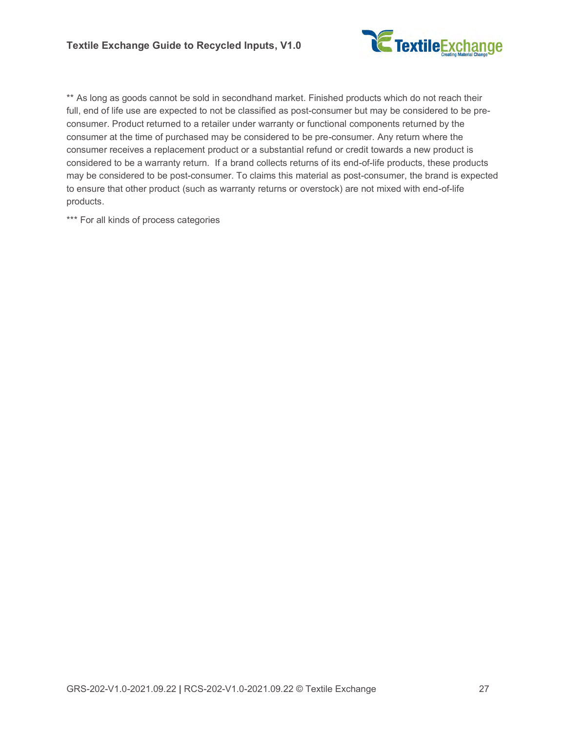** As long as goods cannot be sold in secondhand market. Finished products which do not reach their full, end of life use are expected to not be classified as post-consumer but may be considered to be pre-consumer. Product returned to a retailer under warranty or functional components returned by the consumer at the time of purchased may be considered to be pre-consumer. Any return where the consumer receives a replacement product or a substantial refund or credit towards a new product is considered to be a warranty return.  If a brand collects returns of its end-of-life products, these products may be considered to be post-consumer. To claims this material as post-consumer, the brand is expected to ensure that other product (such as warranty returns or overstock) are not mixed with end-of-life products.

*** For all kinds of process categories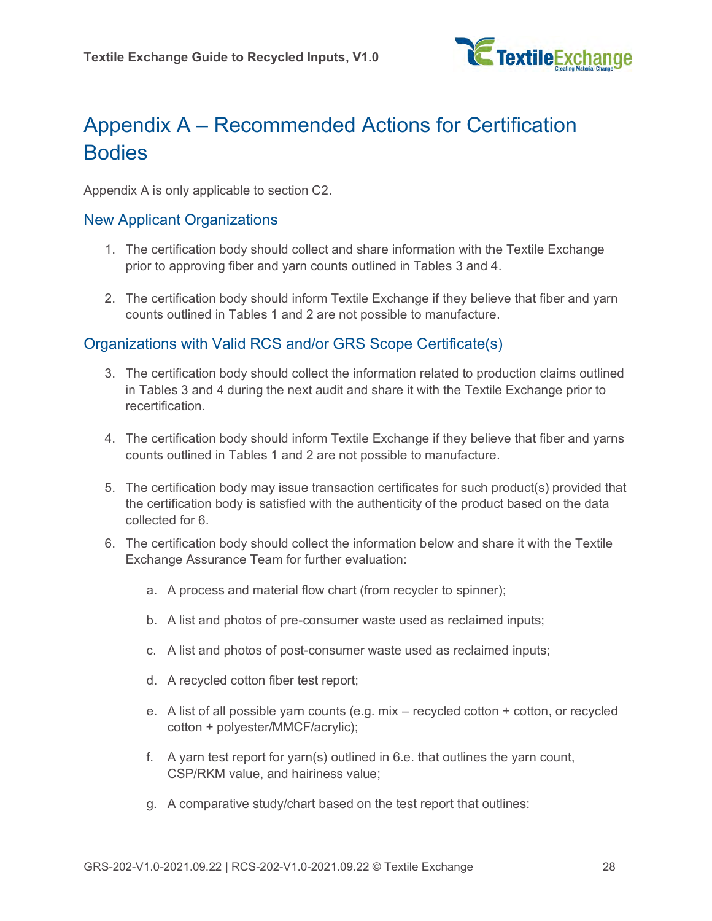# Appendix A – Recommended Actions for Certification Bodies

Appendix A is only applicable to section C2.

## New Applicant Organizations

1. The certification body should collect and share information with the Textile Exchange prior to approving fiber and yarn counts outlined in Tables 3 and 4.

2. The certification body should inform Textile Exchange if they believe that fiber and yarn counts outlined in Tables 1 and 2 are not possible to manufacture.

## Organizations with Valid RCS and/or GRS Scope Certificate(s)

3. The certification body should collect the information related to production claims outlined in Tables 3 and 4 during the next audit and share it with the Textile Exchange prior to recertification.

4. The certification body should inform Textile Exchange if they believe that fiber and yarns counts outlined in Tables 1 and 2 are not possible to manufacture.

5. The certification body may issue transaction certificates for such product(s) provided that the certification body is satisfied with the authenticity of the product based on the data collected for 6.

6. The certification body should collect the information below and share it with the Textile Exchange Assurance Team for further evaluation:

   a. A process and material flow chart (from recycler to spinner);

   b. A list and photos of pre-consumer waste used as reclaimed inputs;

   c. A list and photos of post-consumer waste used as reclaimed inputs;

   d. A recycled cotton fiber test report;

   e. A list of all possible yarn counts (e.g. mix – recycled cotton + cotton, or recycled cotton + polyester/MMCF/acrylic);

   f. A yarn test report for yarn(s) outlined in 6.e. that outlines the yarn count, CSP/RKM value, and hairiness value;

   g. A comparative study/chart based on the test report that outlines: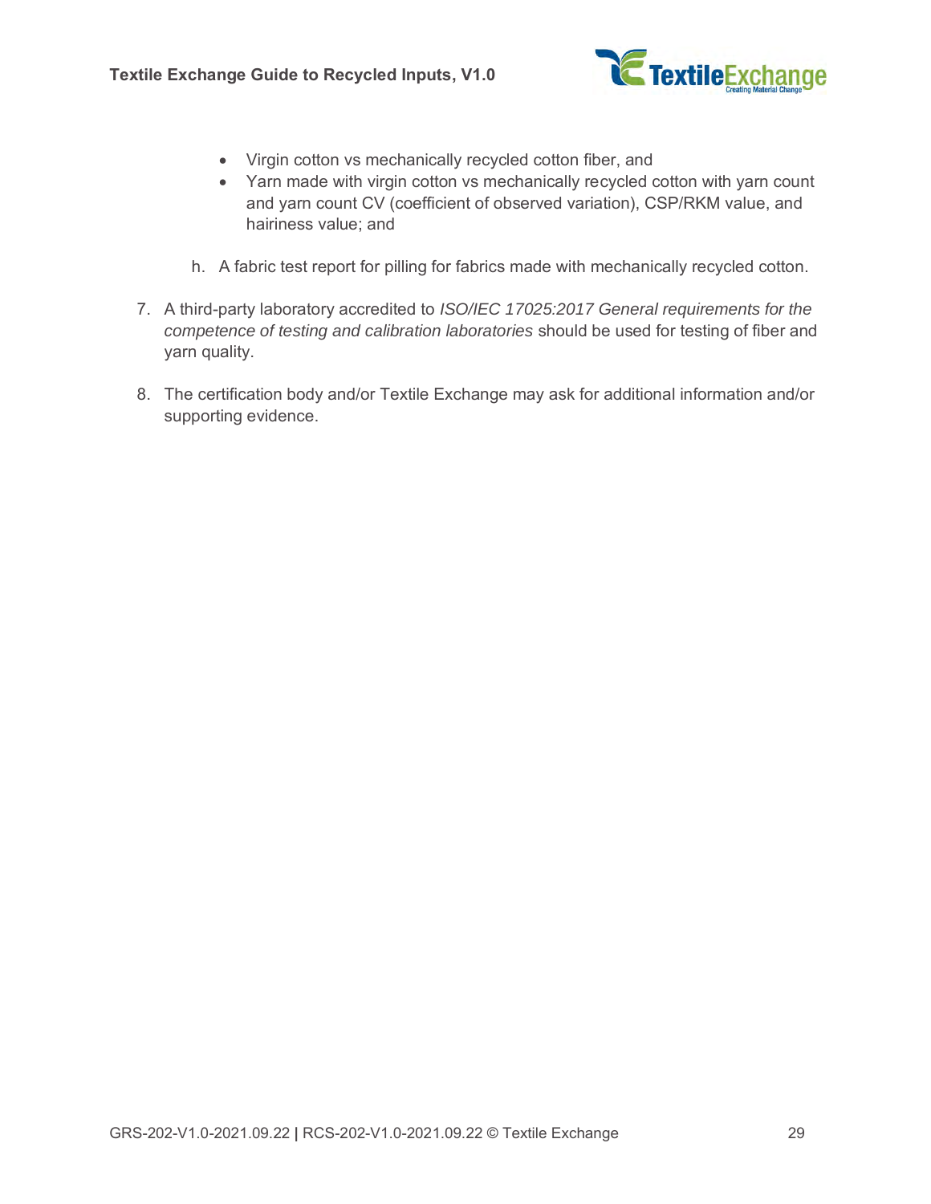- Virgin cotton vs mechanically recycled cotton fiber, and
- Yarn made with virgin cotton vs mechanically recycled cotton with yarn count and yarn count CV (coefficient of observed variation), CSP/RKM value, and hairiness value; and

h. A fabric test report for pilling for fabrics made with mechanically recycled cotton.

7. A third-party laboratory accredited to *ISO/IEC 17025:2017 General requirements for the competence of testing and calibration laboratories* should be used for testing of fiber and yarn quality.

8. The certification body and/or Textile Exchange may ask for additional information and/or supporting evidence.